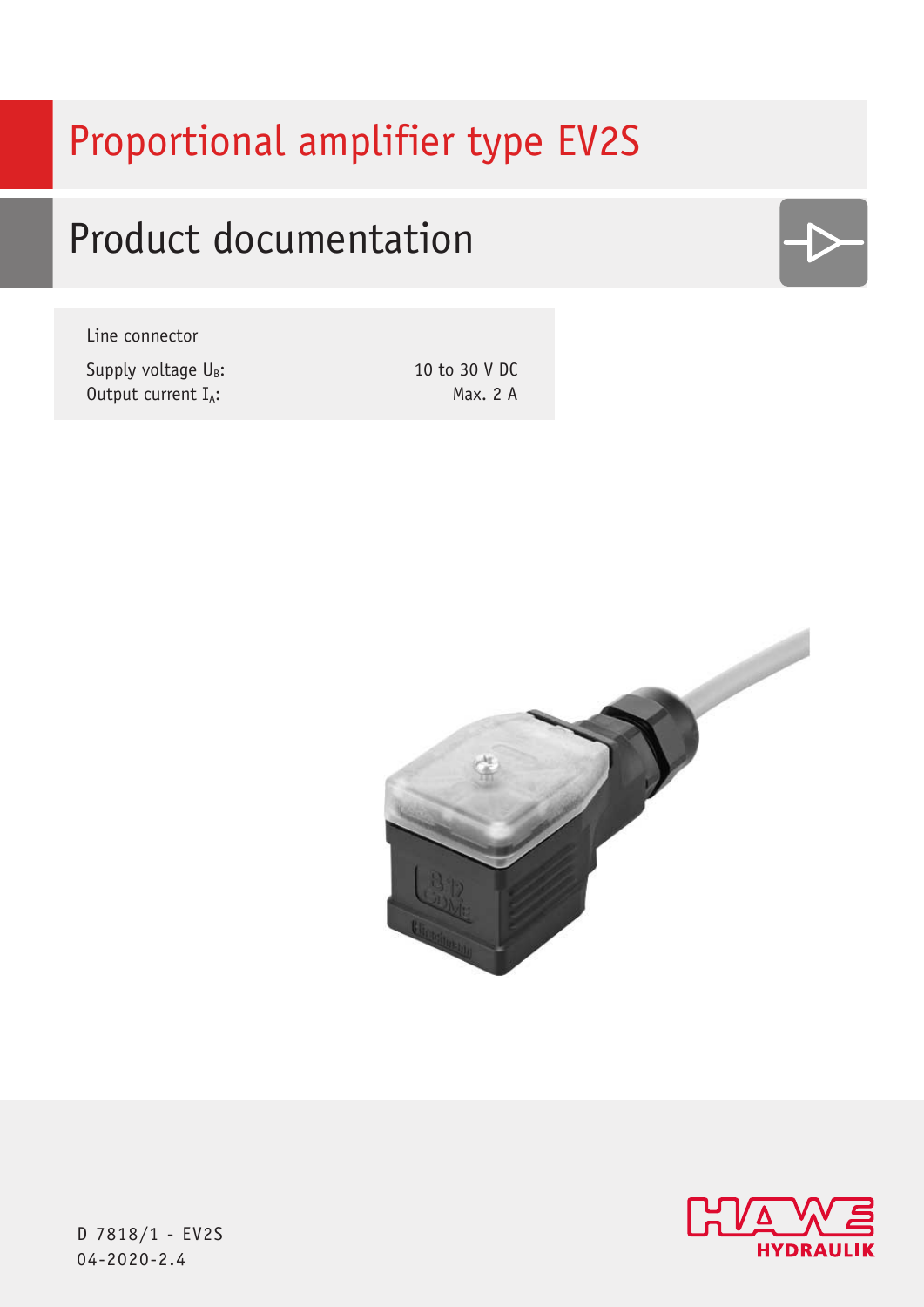# Proportional amplifier type EV2S

## Product documentation

Line connector

| | |
|---|---|
| Supply voltage $U_B$: | 10 to 30 V DC |
| Output current $I_A$: | Max. 2 A |

D 7818/1 - EV2S
04-2020-2.4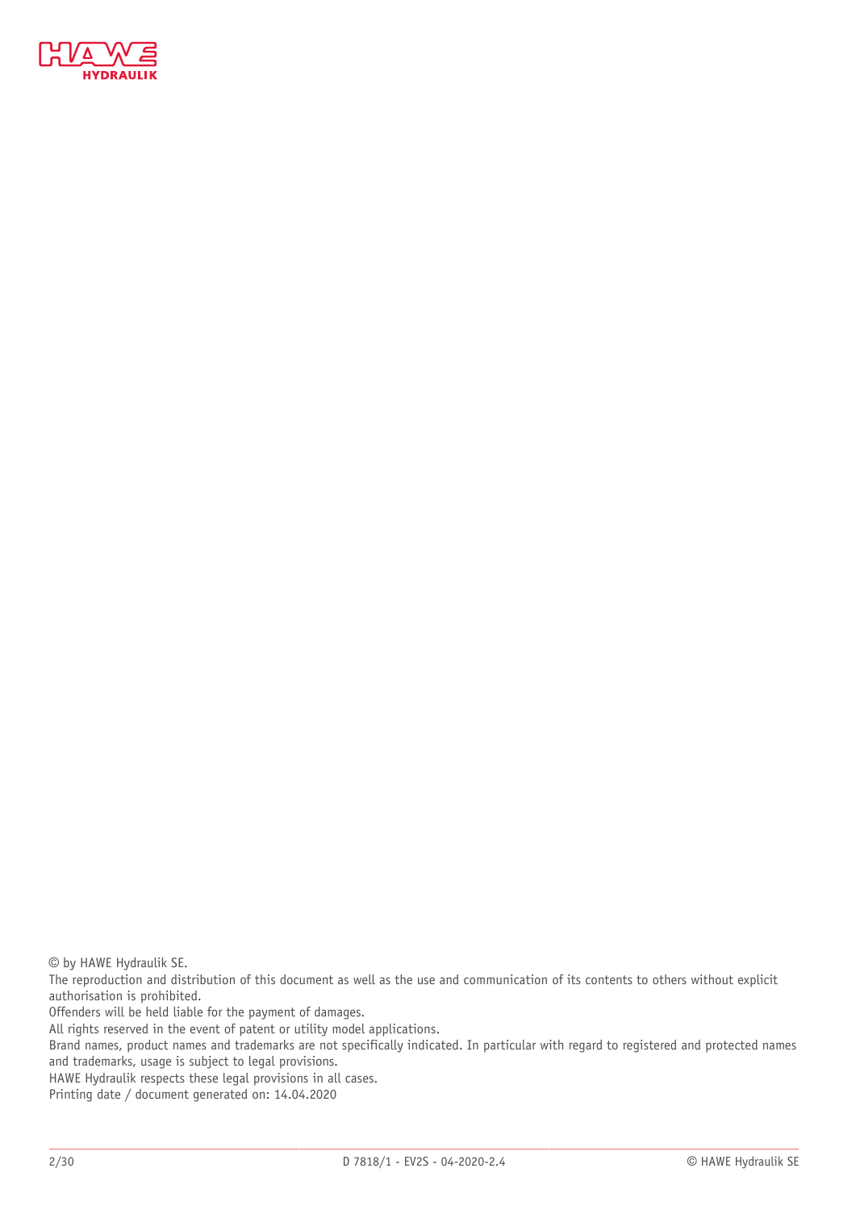© by HAWE Hydraulik SE.
The reproduction and distribution of this document as well as the use and communication of its contents to others without explicit authorisation is prohibited.
Offenders will be held liable for the payment of damages.
All rights reserved in the event of patent or utility model applications.
Brand names, product names and trademarks are not specifically indicated. In particular with regard to registered and protected names and trademarks, usage is subject to legal provisions.
HAWE Hydraulik respects these legal provisions in all cases.
Printing date / document generated on: 14.04.2020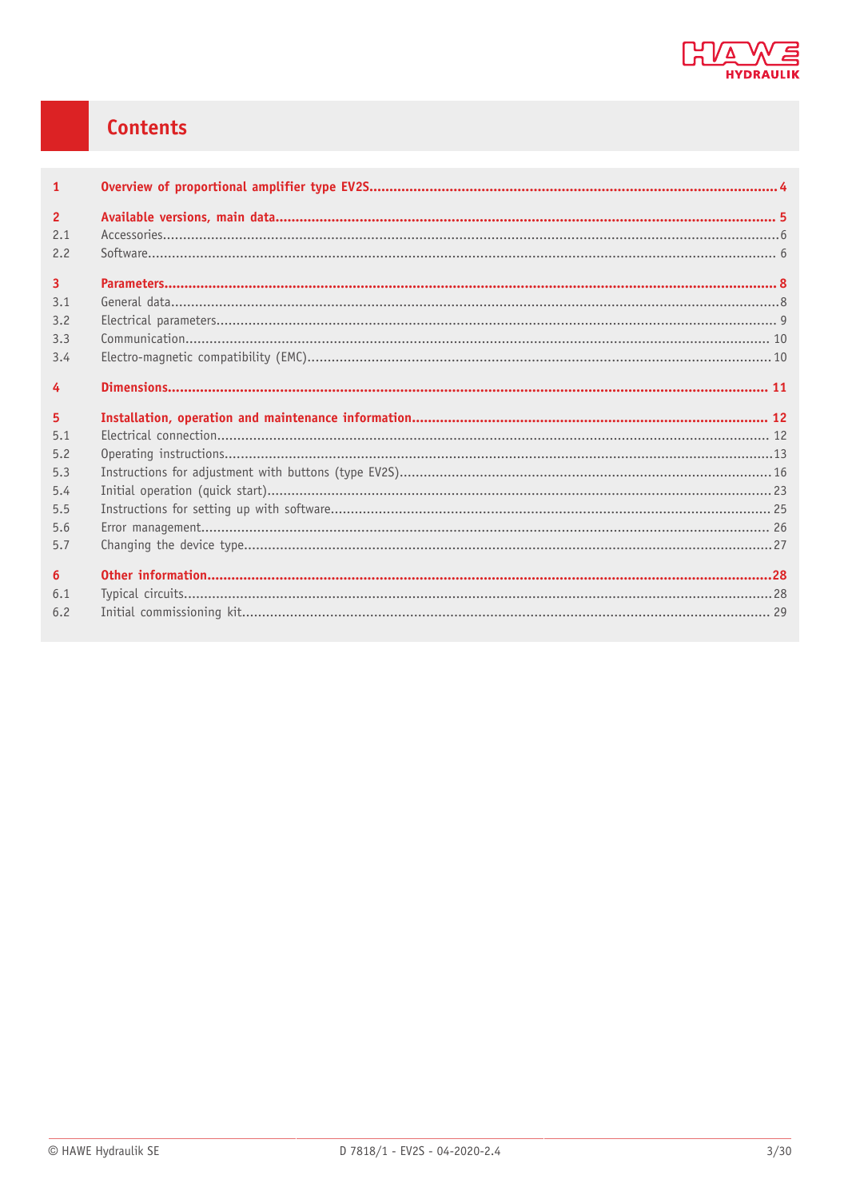# Contents

| | | |
|---|---|---|
| **1** | **Overview of proportional amplifier type EV2S** | **4** |
| **2** | **Available versions, main data** | **5** |
| 2.1 | Accessories | 6 |
| 2.2 | Software | 6 |
| **3** | **Parameters** | **8** |
| 3.1 | General data | 8 |
| 3.2 | Electrical parameters | 9 |
| 3.3 | Communication | 10 |
| 3.4 | Electro-magnetic compatibility (EMC) | 10 |
| **4** | **Dimensions** | **11** |
| **5** | **Installation, operation and maintenance information** | **12** |
| 5.1 | Electrical connection | 12 |
| 5.2 | Operating instructions | 13 |
| 5.3 | Instructions for adjustment with buttons (type EV2S) | 16 |
| 5.4 | Initial operation (quick start) | 23 |
| 5.5 | Instructions for setting up with software | 25 |
| 5.6 | Error management | 26 |
| 5.7 | Changing the device type | 27 |
| **6** | **Other information** | **28** |
| 6.1 | Typical circuits | 28 |
| 6.2 | Initial commissioning kit | 29 |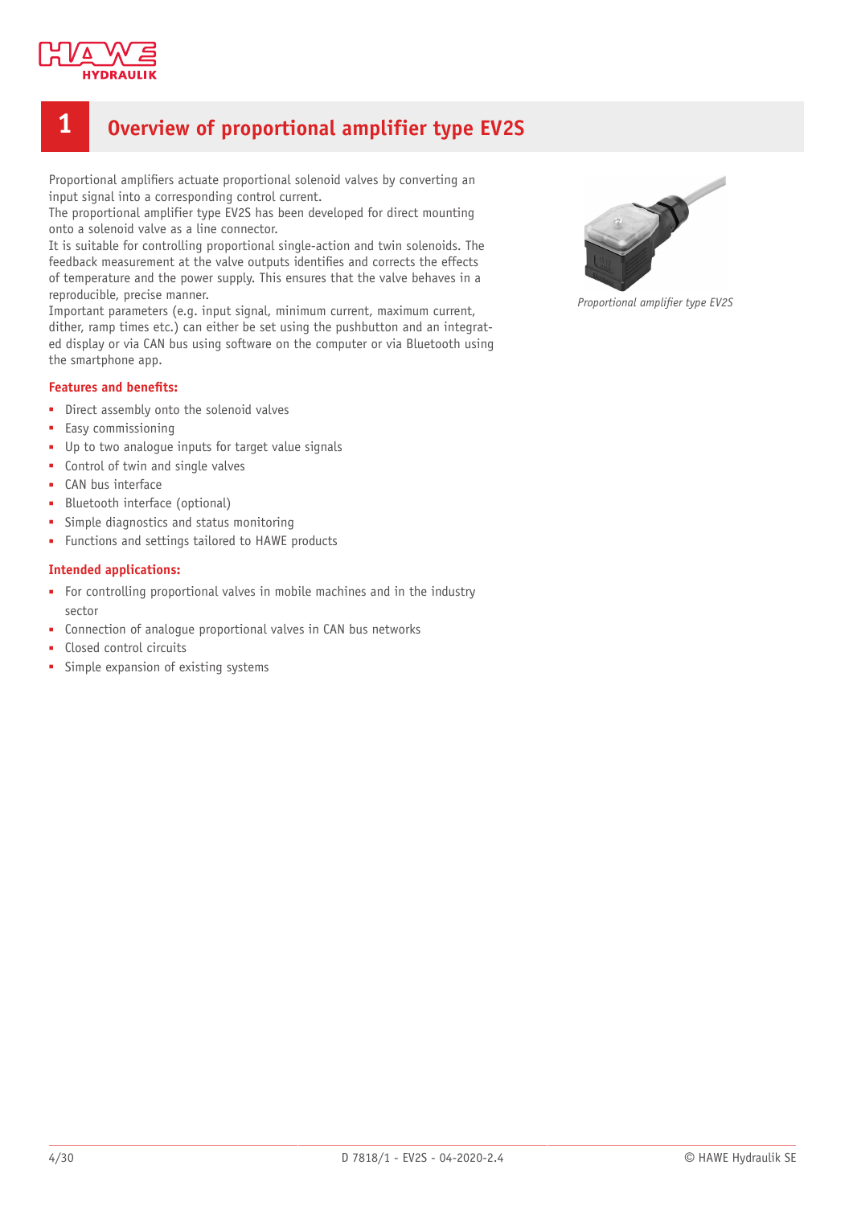# 1 Overview of proportional amplifier type EV2S

Proportional amplifiers actuate proportional solenoid valves by converting an input signal into a corresponding control current.
The proportional amplifier type EV2S has been developed for direct mounting onto a solenoid valve as a line connector.
It is suitable for controlling proportional single-action and twin solenoids. The feedback measurement at the valve outputs identifies and corrects the effects of temperature and the power supply. This ensures that the valve behaves in a reproducible, precise manner.
Important parameters (e.g. input signal, minimum current, maximum current, dither, ramp times etc.) can either be set using the pushbutton and an integrated display or via CAN bus using software on the computer or via Bluetooth using the smartphone app.

*Proportional amplifier type EV2S*

**Features and benefits:**

- Direct assembly onto the solenoid valves
- Easy commissioning
- Up to two analogue inputs for target value signals
- Control of twin and single valves
- CAN bus interface
- Bluetooth interface (optional)
- Simple diagnostics and status monitoring
- Functions and settings tailored to HAWE products

**Intended applications:**

- For controlling proportional valves in mobile machines and in the industry sector
- Connection of analogue proportional valves in CAN bus networks
- Closed control circuits
- Simple expansion of existing systems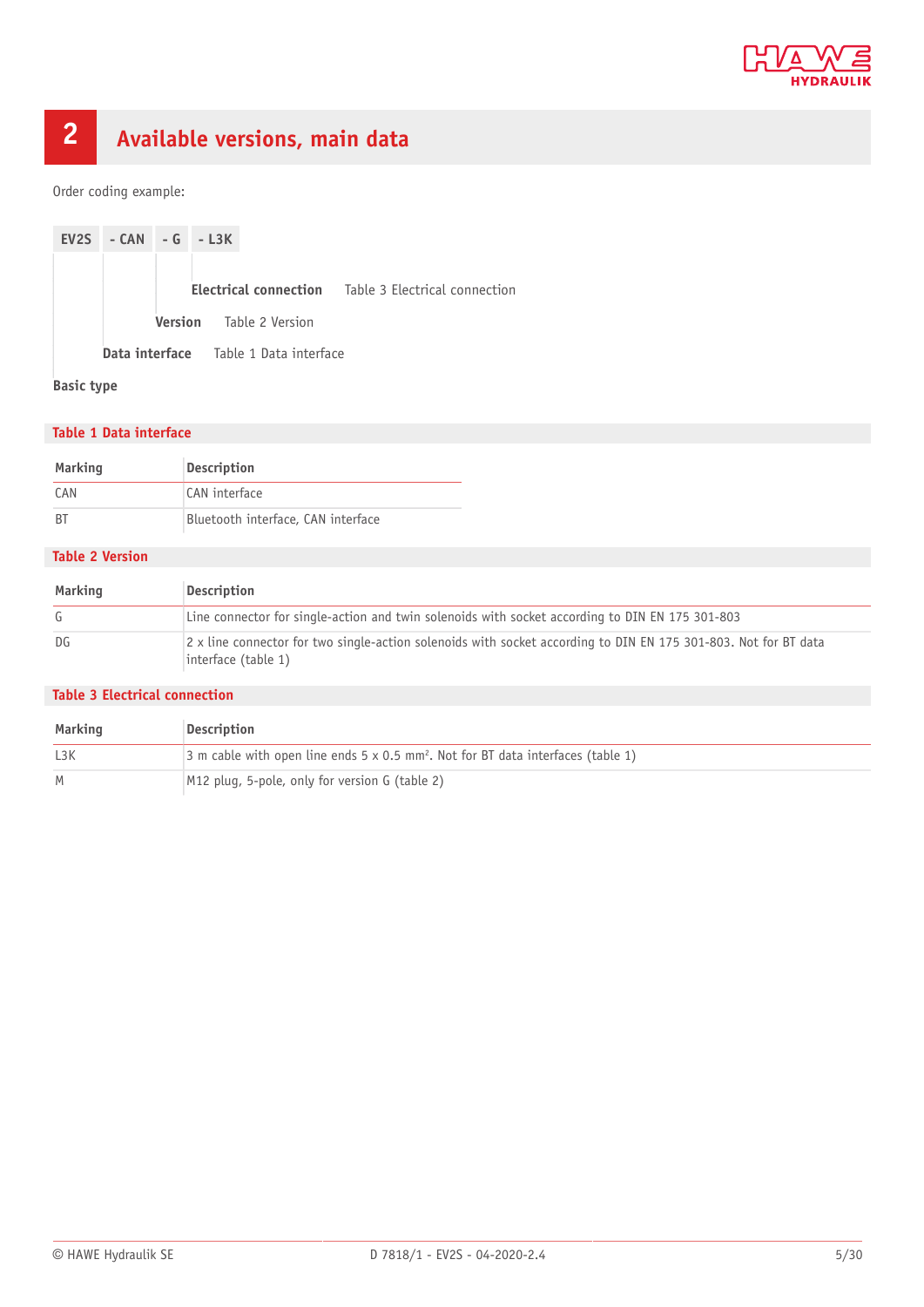## 2 Available versions, main data

Order coding example:

| EV2S | - CAN | - G | - L3K |
|---|---|---|---|

**Electrical connection** Table 3 Electrical connection

**Version** Table 2 Version

**Data interface** Table 1 Data interface

**Basic type**

### Table 1 Data interface

| Marking | Description |
|---|---|
| CAN | CAN interface |
| BT | Bluetooth interface, CAN interface |

### Table 2 Version

| Marking | Description |
|---|---|
| G | Line connector for single-action and twin solenoids with socket according to DIN EN 175 301-803 |
| DG | 2 x line connector for two single-action solenoids with socket according to DIN EN 175 301-803. Not for BT data interface (table 1) |

### Table 3 Electrical connection

| Marking | Description |
|---|---|
| L3K | 3 m cable with open line ends 5 x 0.5 mm². Not for BT data interfaces (table 1) |
| M | M12 plug, 5-pole, only for version G (table 2) |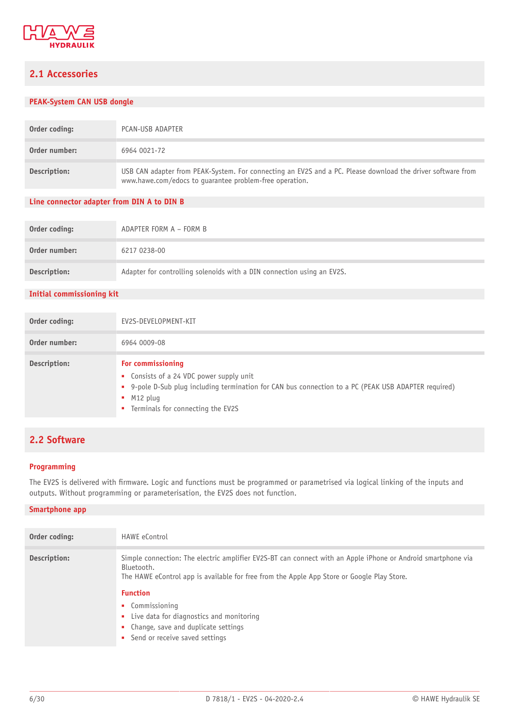## 2.1 Accessories

### PEAK-System CAN USB dongle

| | |
|---|---|
| **Order coding:** | PCAN-USB ADAPTER |
| **Order number:** | 6964 0021-72 |
| **Description:** | USB CAN adapter from PEAK-System. For connecting an EV2S and a PC. Please download the driver software from www.hawe.com/edocs to guarantee problem-free operation. |

### Line connector adapter from DIN A to DIN B

| | |
|---|---|
| **Order coding:** | ADAPTER FORM A – FORM B |
| **Order number:** | 6217 0238-00 |
| **Description:** | Adapter for controlling solenoids with a DIN connection using an EV2S. |

### Initial commissioning kit

| | |
|---|---|
| **Order coding:** | EV2S-DEVELOPMENT-KIT |
| **Order number:** | 6964 0009-08 |
| **Description:** | **For commissioning**<br>▪ Consists of a 24 VDC power supply unit<br>▪ 9-pole D-Sub plug including termination for CAN bus connection to a PC (PEAK USB ADAPTER required)<br>▪ M12 plug<br>▪ Terminals for connecting the EV2S |

## 2.2 Software

### Programming

The EV2S is delivered with firmware. Logic and functions must be programmed or parametrised via logical linking of the inputs and outputs. Without programming or parameterisation, the EV2S does not function.

### Smartphone app

| | |
|---|---|
| **Order coding:** | HAWE eControl |
| **Description:** | Simple connection: The electric amplifier EV2S-BT can connect with an Apple iPhone or Android smartphone via Bluetooth.<br>The HAWE eControl app is available for free from the Apple App Store or Google Play Store.<br><br>**Function**<br>▪ Commissioning<br>▪ Live data for diagnostics and monitoring<br>▪ Change, save and duplicate settings<br>▪ Send or receive saved settings |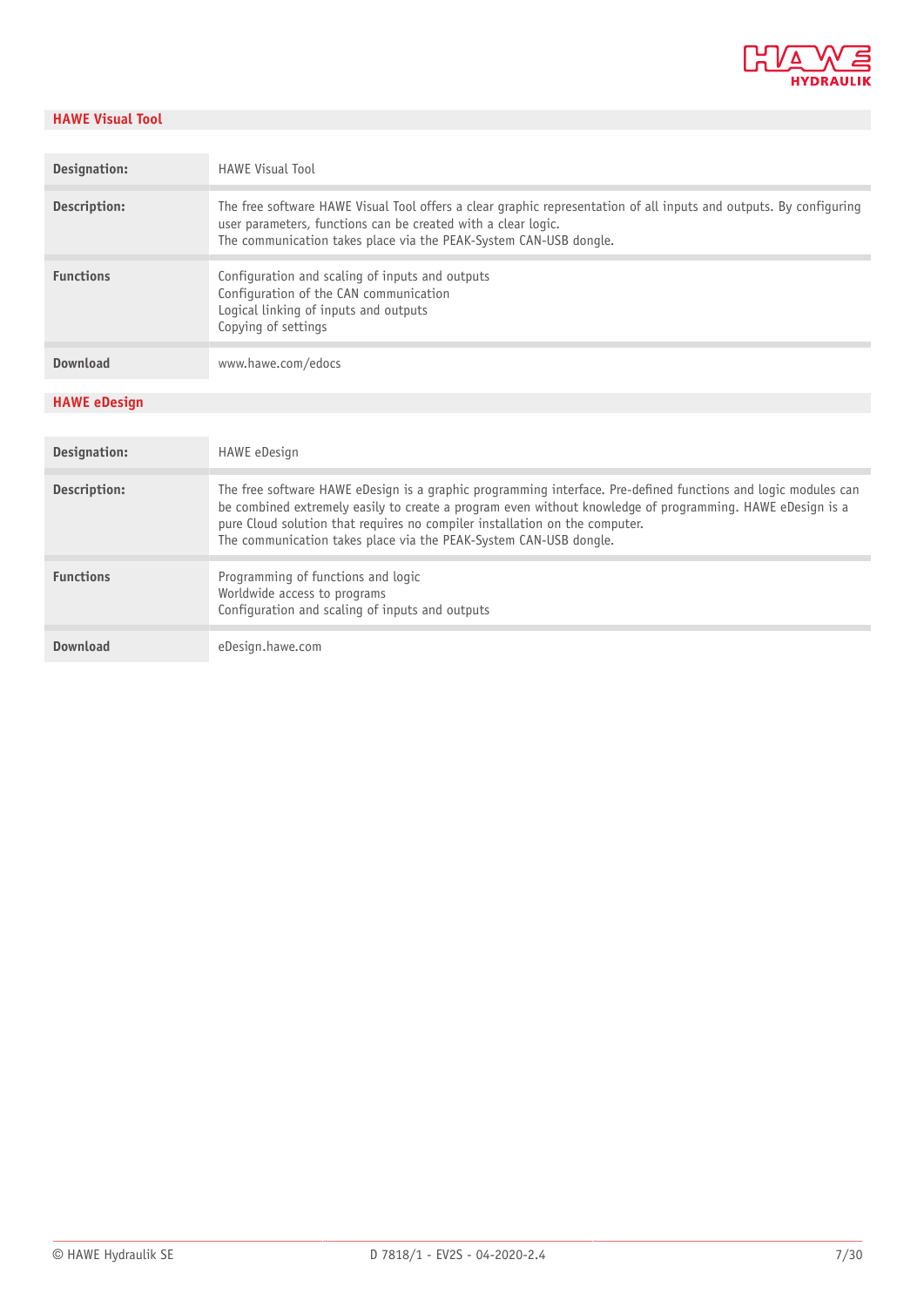## HAWE Visual Tool

| | |
|---|---|
| **Designation:** | HAWE Visual Tool |
| **Description:** | The free software HAWE Visual Tool offers a clear graphic representation of all inputs and outputs. By configuring user parameters, functions can be created with a clear logic.<br>The communication takes place via the PEAK-System CAN-USB dongle. |
| **Functions** | Configuration and scaling of inputs and outputs<br>Configuration of the CAN communication<br>Logical linking of inputs and outputs<br>Copying of settings |
| **Download** | www.hawe.com/edocs |

## HAWE eDesign

| | |
|---|---|
| **Designation:** | HAWE eDesign |
| **Description:** | The free software HAWE eDesign is a graphic programming interface. Pre-defined functions and logic modules can be combined extremely easily to create a program even without knowledge of programming. HAWE eDesign is a pure Cloud solution that requires no compiler installation on the computer.<br>The communication takes place via the PEAK-System CAN-USB dongle. |
| **Functions** | Programming of functions and logic<br>Worldwide access to programs<br>Configuration and scaling of inputs and outputs |
| **Download** | eDesign.hawe.com |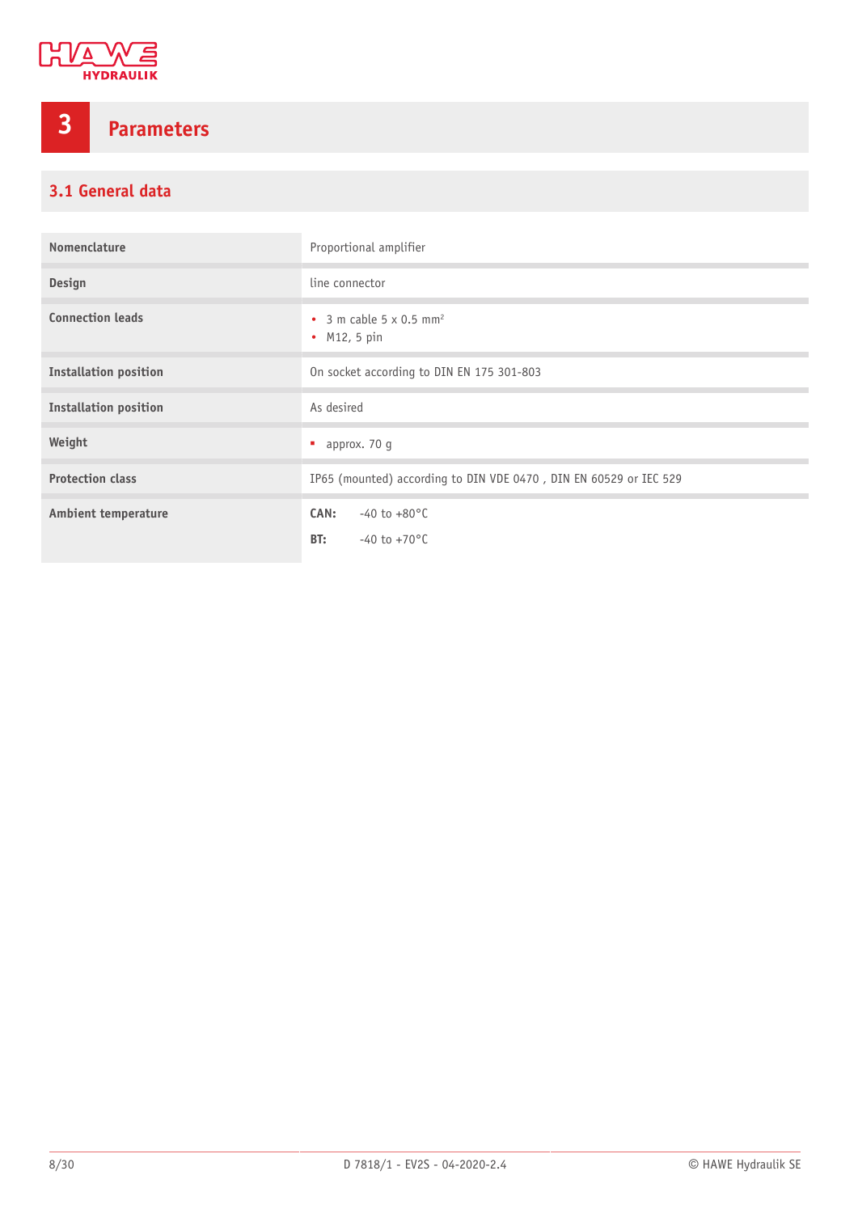# 3 Parameters

## 3.1 General data

| | |
|---|---|
| **Nomenclature** | Proportional amplifier |
| **Design** | line connector |
| **Connection leads** | • 3 m cable 5 x 0.5 mm$^2$<br>• M12, 5 pin |
| **Installation position** | On socket according to DIN EN 175 301-803 |
| **Installation position** | As desired |
| **Weight** | ▪ approx. 70 g |
| **Protection class** | IP65 (mounted) according to DIN VDE 0470 , DIN EN 60529 or IEC 529 |
| **Ambient temperature** | **CAN:** -40 to +80°C<br>**BT:** -40 to +70°C |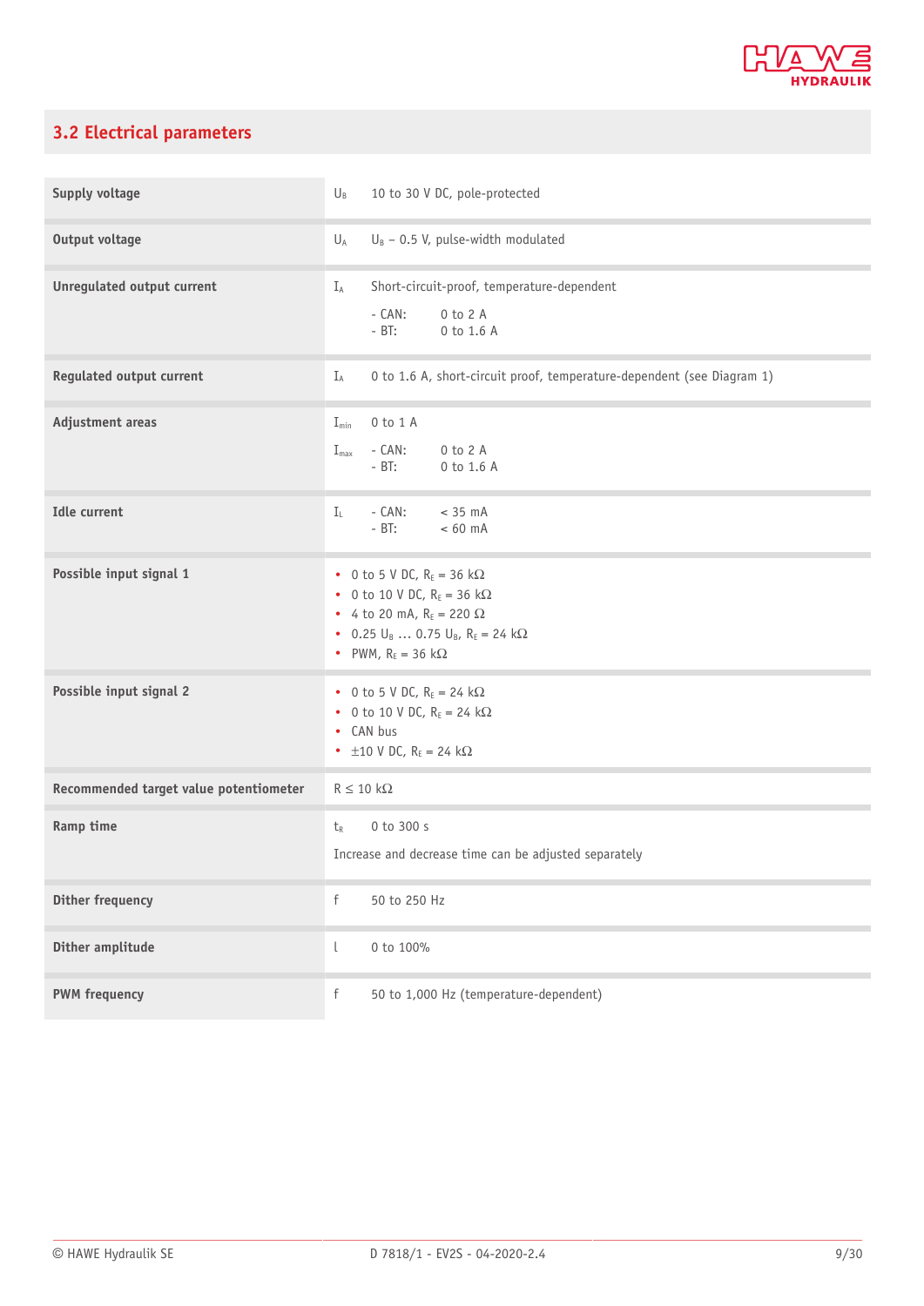## 3.2 Electrical parameters

| | |
|---|---|
| **Supply voltage** | $U_B$ 10 to 30 V DC, pole-protected |
| **Output voltage** | $U_A$ $U_B$ – 0.5 V, pulse-width modulated |
| **Unregulated output current** | $I_A$ Short-circuit-proof, temperature-dependent<br>- CAN: 0 to 2 A<br>- BT: 0 to 1.6 A |
| **Regulated output current** | $I_A$ 0 to 1.6 A, short-circuit proof, temperature-dependent (see Diagram 1) |
| **Adjustment areas** | $I_{min}$ 0 to 1 A<br>$I_{max}$ - CAN: 0 to 2 A<br>- BT: 0 to 1.6 A |
| **Idle current** | $I_L$ - CAN: < 35 mA<br>- BT: < 60 mA |
| **Possible input signal 1** | • 0 to 5 V DC, $R_E$ = 36 kΩ<br>• 0 to 10 V DC, $R_E$ = 36 kΩ<br>• 4 to 20 mA, $R_E$ = 220 Ω<br>• 0.25 $U_B$ … 0.75 $U_B$, $R_E$ = 24 kΩ<br>• PWM, $R_E$ = 36 kΩ |
| **Possible input signal 2** | • 0 to 5 V DC, $R_E$ = 24 kΩ<br>• 0 to 10 V DC, $R_E$ = 24 kΩ<br>• CAN bus<br>• ±10 V DC, $R_E$ = 24 kΩ |
| **Recommended target value potentiometer** | R ≤ 10 kΩ |
| **Ramp time** | $t_R$ 0 to 300 s<br>Increase and decrease time can be adjusted separately |
| **Dither frequency** | f 50 to 250 Hz |
| **Dither amplitude** | l 0 to 100% |
| **PWM frequency** | f 50 to 1,000 Hz (temperature-dependent) |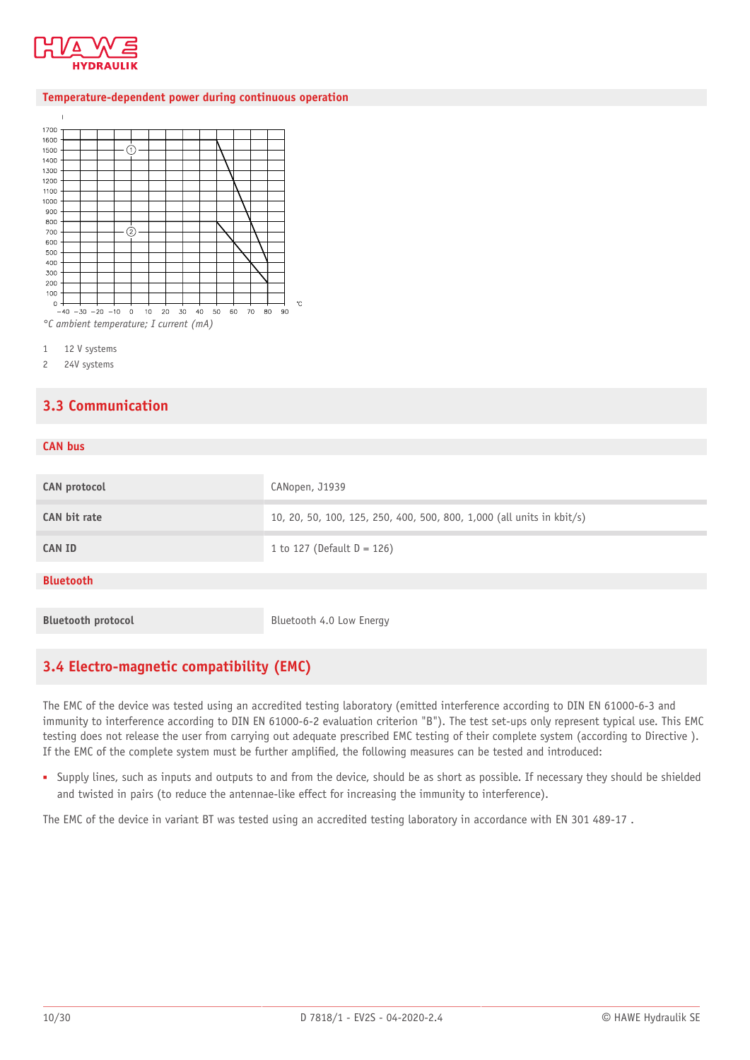**Temperature-dependent power during continuous operation**

*°C ambient temperature; I current (mA)*

1 12 V systems
2 24V systems

## 3.3 Communication

### CAN bus

| | |
|---|---|
| **CAN protocol** | CANopen, J1939 |
| **CAN bit rate** | 10, 20, 50, 100, 125, 250, 400, 500, 800, 1,000 (all units in kbit/s) |
| **CAN ID** | 1 to 127 (Default D = 126) |

### Bluetooth

| | |
|---|---|
| **Bluetooth protocol** | Bluetooth 4.0 Low Energy |

## 3.4 Electro-magnetic compatibility (EMC)

The EMC of the device was tested using an accredited testing laboratory (emitted interference according to DIN EN 61000-6-3 and immunity to interference according to DIN EN 61000-6-2 evaluation criterion "B"). The test set-ups only represent typical use. This EMC testing does not release the user from carrying out adequate prescribed EMC testing of their complete system (according to Directive ). If the EMC of the complete system must be further amplified, the following measures can be tested and introduced:

- Supply lines, such as inputs and outputs to and from the device, should be as short as possible. If necessary they should be shielded and twisted in pairs (to reduce the antennae-like effect for increasing the immunity to interference).

The EMC of the device in variant BT was tested using an accredited testing laboratory in accordance with EN 301 489-17 .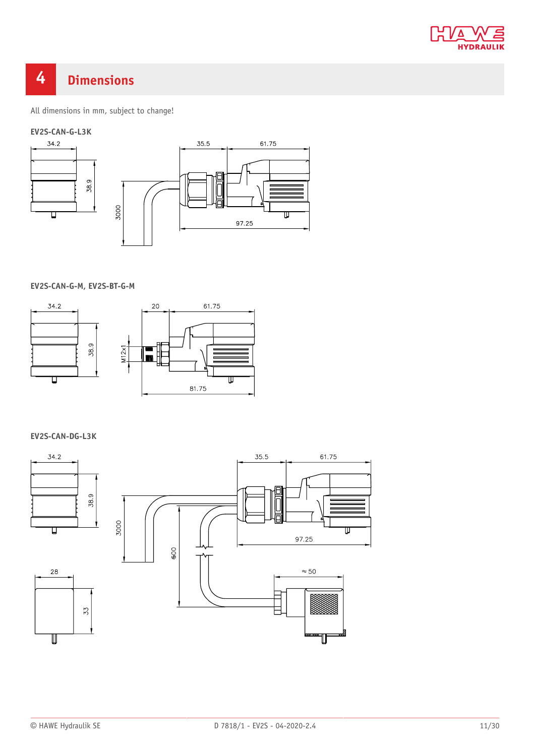# 4 Dimensions

All dimensions in mm, subject to change!

**EV2S-CAN-G-L3K**

**EV2S-CAN-G-M, EV2S-BT-G-M**

**EV2S-CAN-DG-L3K**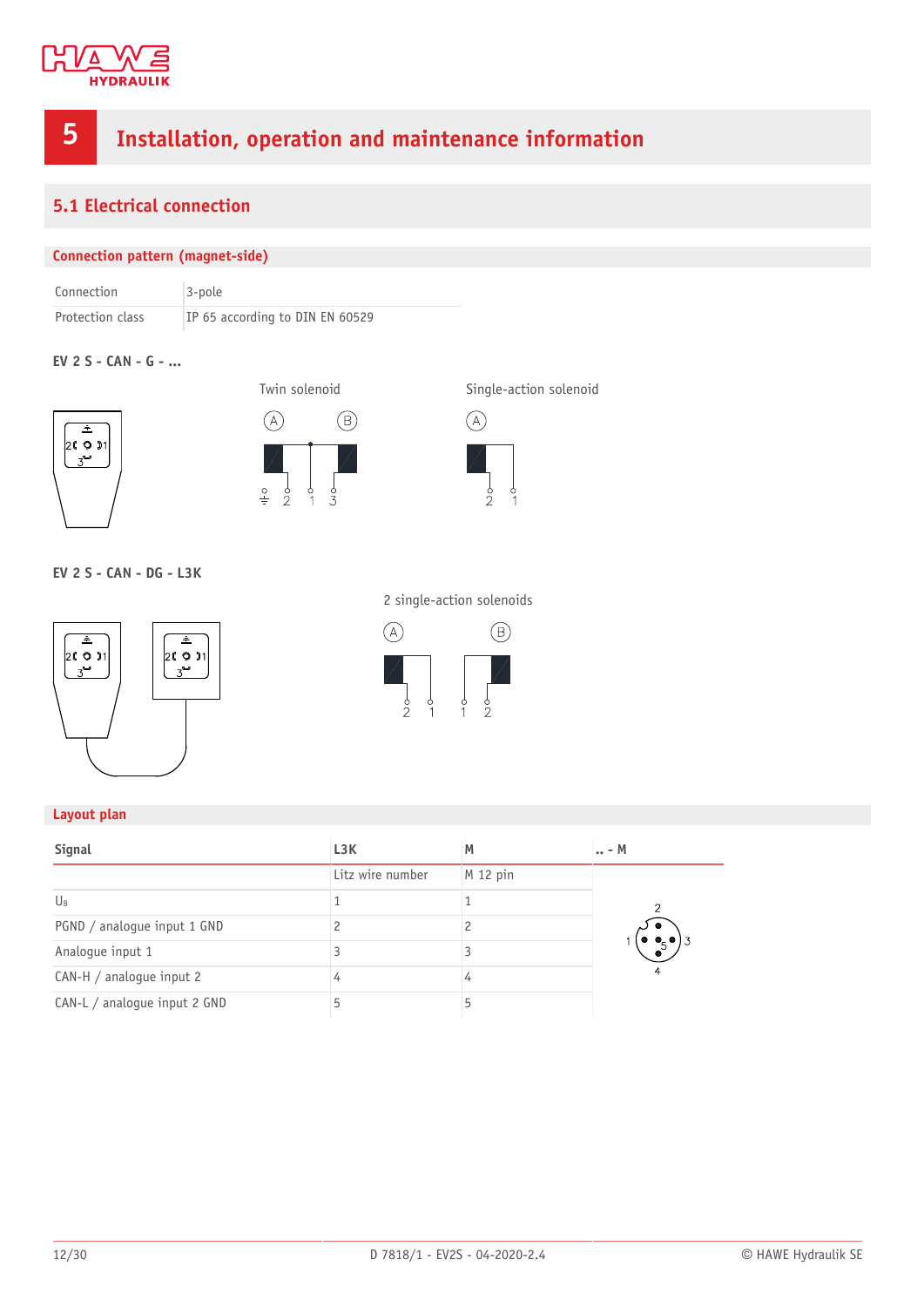# 5 Installation, operation and maintenance information

## 5.1 Electrical connection

### Connection pattern (magnet-side)

| | |
|---|---|
| Connection | 3-pole |
| Protection class | IP 65 according to DIN EN 60529 |

**EV 2 S - CAN - G - ...**

Twin solenoid

Single-action solenoid

**EV 2 S - CAN - DG - L3K**

2 single-action solenoids

### Layout plan

| Signal | L3K | M | .. - M |
|---|---|---|---|
| | Litz wire number | M 12 pin | |
| $U_B$ | 1 | 1 | |
| PGND / analogue input 1 GND | 2 | 2 | |
| Analogue input 1 | 3 | 3 | |
| CAN-H / analogue input 2 | 4 | 4 | |
| CAN-L / analogue input 2 GND | 5 | 5 | |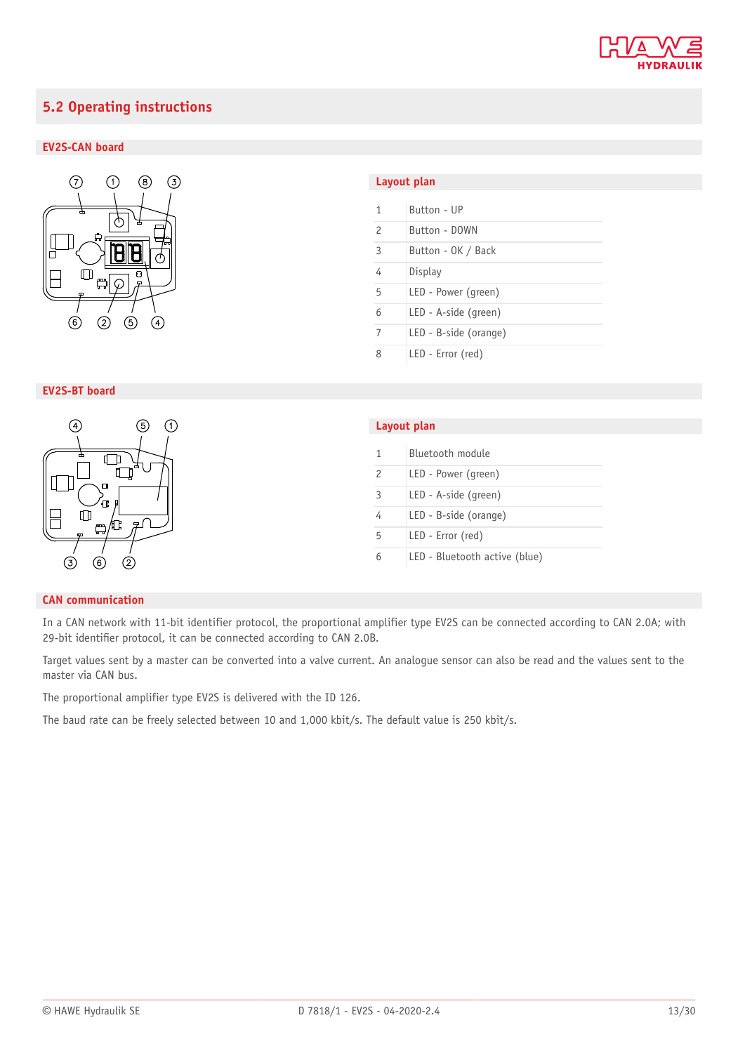## 5.2 Operating instructions

### EV2S-CAN board

#### Layout plan

| | |
|---|---|
| 1 | Button - UP |
| 2 | Button - DOWN |
| 3 | Button - OK / Back |
| 4 | Display |
| 5 | LED - Power (green) |
| 6 | LED - A-side (green) |
| 7 | LED - B-side (orange) |
| 8 | LED - Error (red) |

### EV2S-BT board

#### Layout plan

| | |
|---|---|
| 1 | Bluetooth module |
| 2 | LED - Power (green) |
| 3 | LED - A-side (green) |
| 4 | LED - B-side (orange) |
| 5 | LED - Error (red) |
| 6 | LED - Bluetooth active (blue) |

### CAN communication

In a CAN network with 11-bit identifier protocol, the proportional amplifier type EV2S can be connected according to CAN 2.0A; with 29-bit identifier protocol, it can be connected according to CAN 2.0B.

Target values sent by a master can be converted into a valve current. An analogue sensor can also be read and the values sent to the master via CAN bus.

The proportional amplifier type EV2S is delivered with the ID 126.

The baud rate can be freely selected between 10 and 1,000 kbit/s. The default value is 250 kbit/s.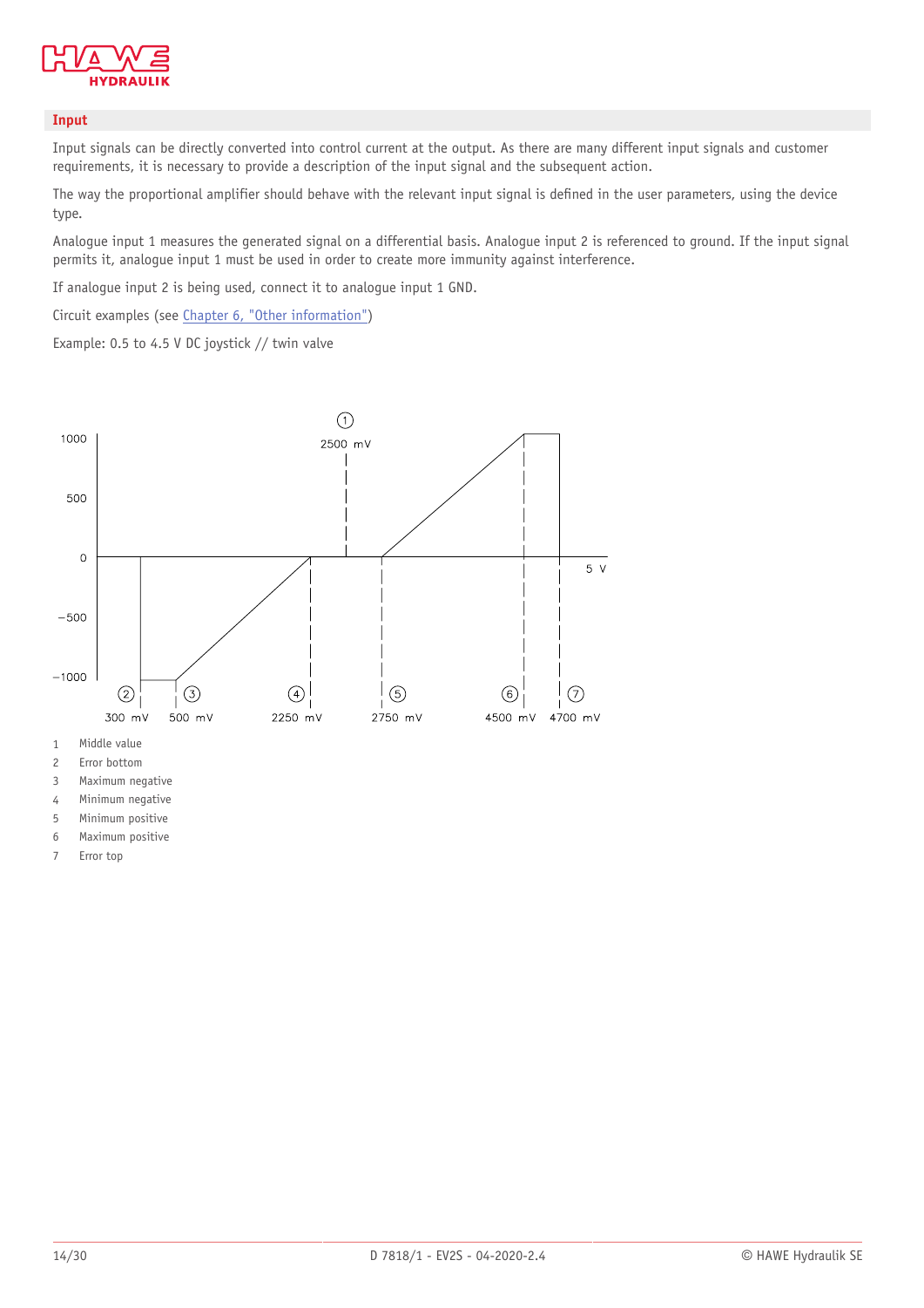## Input

Input signals can be directly converted into control current at the output. As there are many different input signals and customer requirements, it is necessary to provide a description of the input signal and the subsequent action.

The way the proportional amplifier should behave with the relevant input signal is defined in the user parameters, using the device type.

Analogue input 1 measures the generated signal on a differential basis. Analogue input 2 is referenced to ground. If the input signal permits it, analogue input 1 must be used in order to create more immunity against interference.

If analogue input 2 is being used, connect it to analogue input 1 GND.

Circuit examples (see Chapter 6, "Other information")

Example: 0.5 to 4.5 V DC joystick // twin valve

1 Middle value
2 Error bottom
3 Maximum negative
4 Minimum negative
5 Minimum positive
6 Maximum positive
7 Error top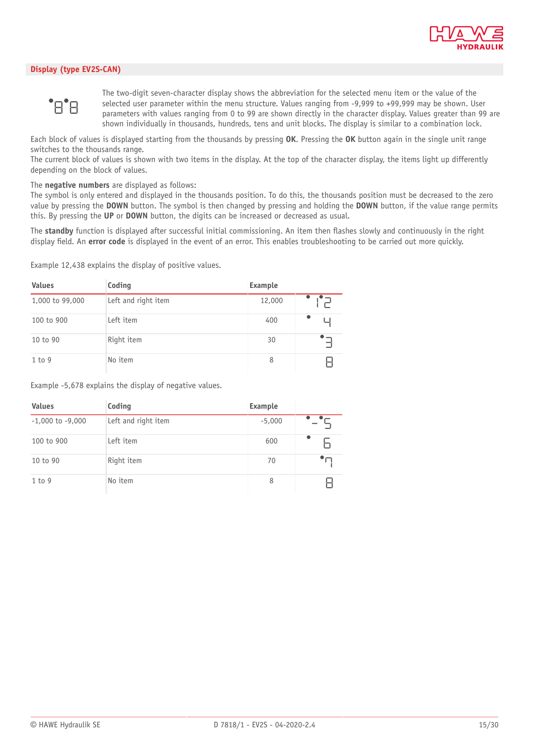## Display (type EV2S-CAN)

The two-digit seven-character display shows the abbreviation for the selected menu item or the value of the selected user parameter within the menu structure. Values ranging from -9,999 to +99,999 may be shown. User parameters with values ranging from 0 to 99 are shown directly in the character display. Values greater than 99 are shown individually in thousands, hundreds, tens and unit blocks. The display is similar to a combination lock.

Each block of values is displayed starting from the thousands by pressing **OK**. Pressing the **OK** button again in the single unit range switches to the thousands range.
The current block of values is shown with two items in the display. At the top of the character display, the items light up differently depending on the block of values.

The **negative numbers** are displayed as follows:
The symbol is only entered and displayed in the thousands position. To do this, the thousands position must be decreased to the zero value by pressing the **DOWN** button. The symbol is then changed by pressing and holding the **DOWN** button, if the value range permits this. By pressing the **UP** or **DOWN** button, the digits can be increased or decreased as usual.

The **standby** function is displayed after successful initial commissioning. An item then flashes slowly and continuously in the right display field. An **error code** is displayed in the event of an error. This enables troubleshooting to be carried out more quickly.

Example 12,438 explains the display of positive values.

| Values | Coding | Example | |
|---|---|---|---|
| 1,000 to 99,000 | Left and right item | 12,000 | •1•2 |
| 100 to 900 | Left item | 400 | • 4 |
| 10 to 90 | Right item | 30 | •3 |
| 1 to 9 | No item | 8 | 8 |

Example -5,678 explains the display of negative values.

| Values | Coding | Example | |
|---|---|---|---|
| -1,000 to -9,000 | Left and right item | -5,000 | •-•5 |
| 100 to 900 | Left item | 600 | • 6 |
| 10 to 90 | Right item | 70 | •7 |
| 1 to 9 | No item | 8 | 8 |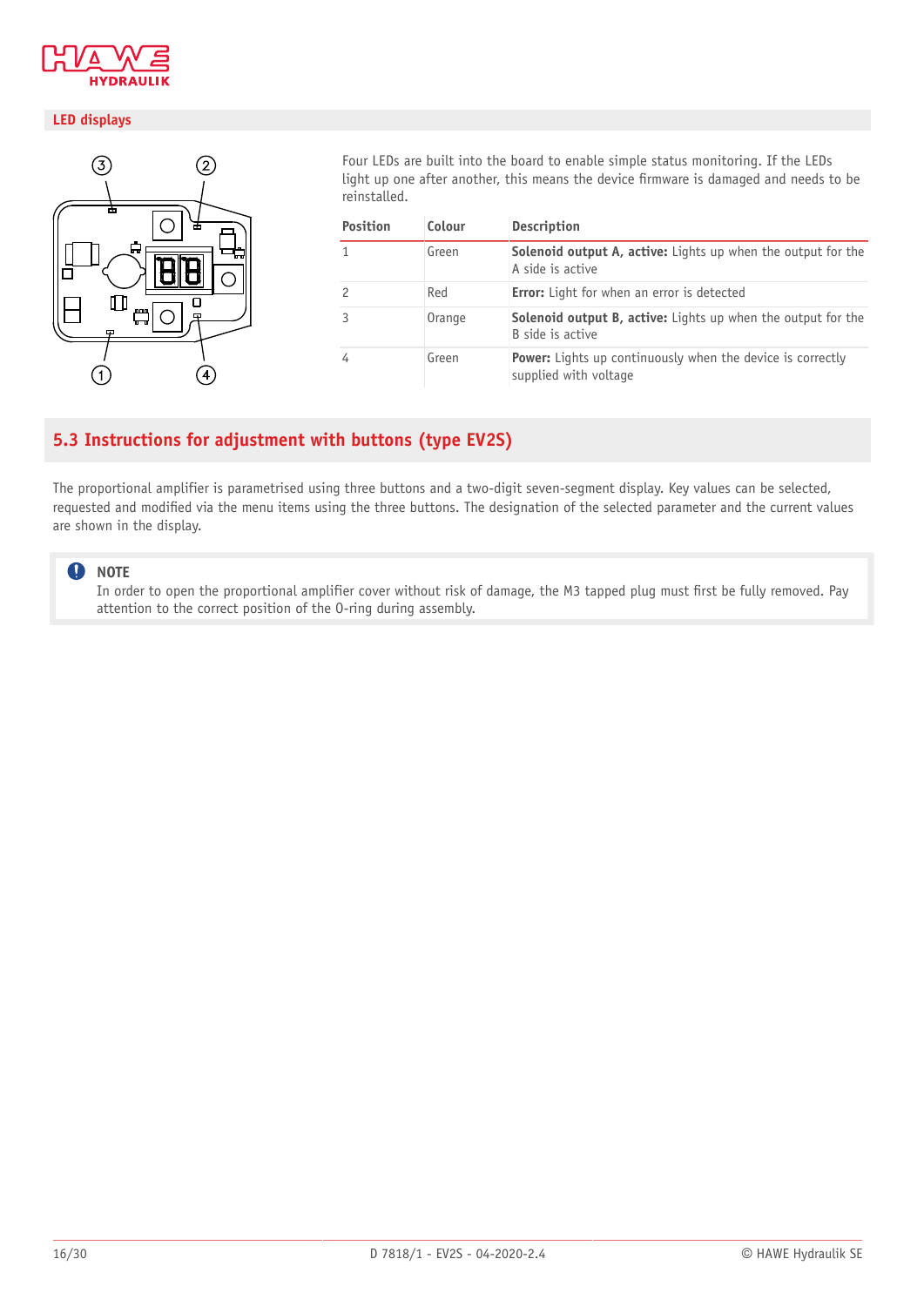## LED displays

Four LEDs are built into the board to enable simple status monitoring. If the LEDs light up one after another, this means the device firmware is damaged and needs to be reinstalled.

| Position | Colour | Description |
|---|---|---|
| 1 | Green | **Solenoid output A, active:** Lights up when the output for the A side is active |
| 2 | Red | **Error:** Light for when an error is detected |
| 3 | Orange | **Solenoid output B, active:** Lights up when the output for the B side is active |
| 4 | Green | **Power:** Lights up continuously when the device is correctly supplied with voltage |

## 5.3 Instructions for adjustment with buttons (type EV2S)

The proportional amplifier is parametrised using three buttons and a two-digit seven-segment display. Key values can be selected, requested and modified via the menu items using the three buttons. The designation of the selected parameter and the current values are shown in the display.

**NOTE**
In order to open the proportional amplifier cover without risk of damage, the M3 tapped plug must first be fully removed. Pay attention to the correct position of the O-ring during assembly.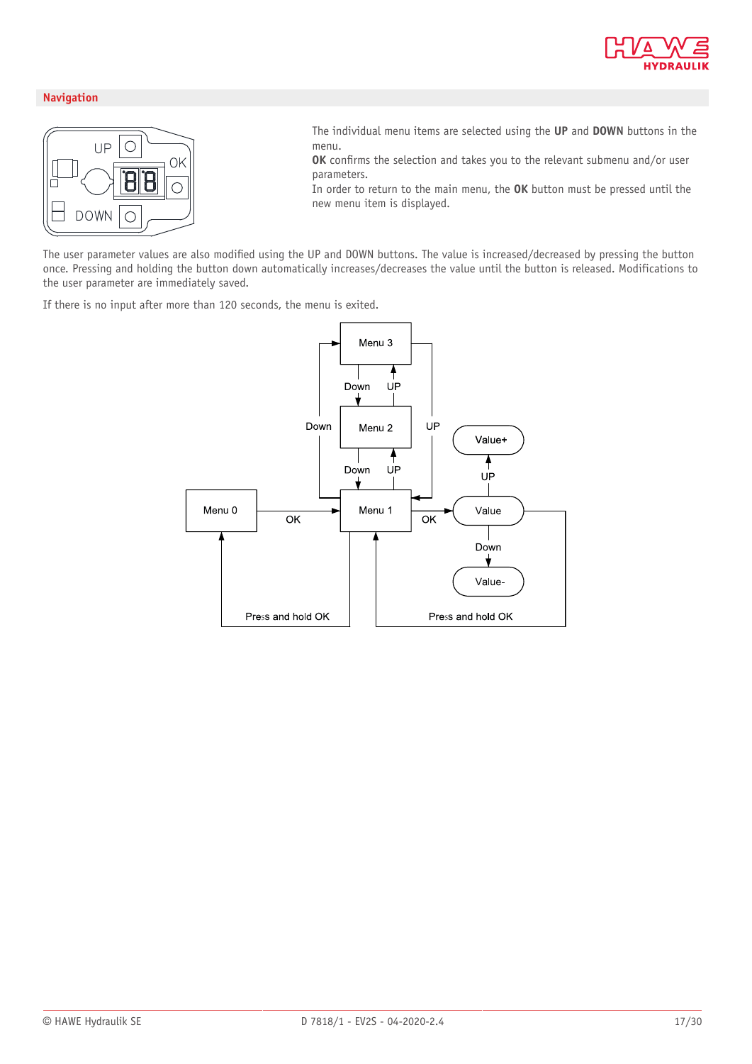## Navigation

The individual menu items are selected using the **UP** and **DOWN** buttons in the menu.
**OK** confirms the selection and takes you to the relevant submenu and/or user parameters.
In order to return to the main menu, the **OK** button must be pressed until the new menu item is displayed.

The user parameter values are also modified using the UP and DOWN buttons. The value is increased/decreased by pressing the button once. Pressing and holding the button down automatically increases/decreases the value until the button is released. Modifications to the user parameter are immediately saved.

If there is no input after more than 120 seconds, the menu is exited.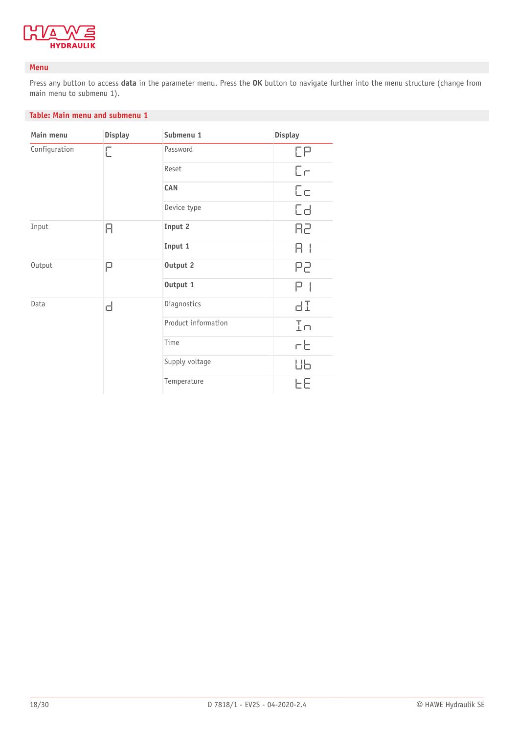## Menu

Press any button to access **data** in the parameter menu. Press the **OK** button to navigate further into the menu structure (change from main menu to submenu 1).

### Table: Main menu and submenu 1

| Main menu | Display | Submenu 1 | Display |
|---|---|---|---|
| Configuration | C | Password | CP |
| | | Reset | Cr |
| | | **CAN** | Cc |
| | | Device type | Cd |
| Input | A | **Input 2** | A2 |
| | | **Input 1** | A 1 |
| Output | P | **Output 2** | P2 |
| | | **Output 1** | P 1 |
| Data | d | Diagnostics | dI |
| | | Product information | In |
| | | Time | rt |
| | | Supply voltage | Ub |
| | | Temperature | tE |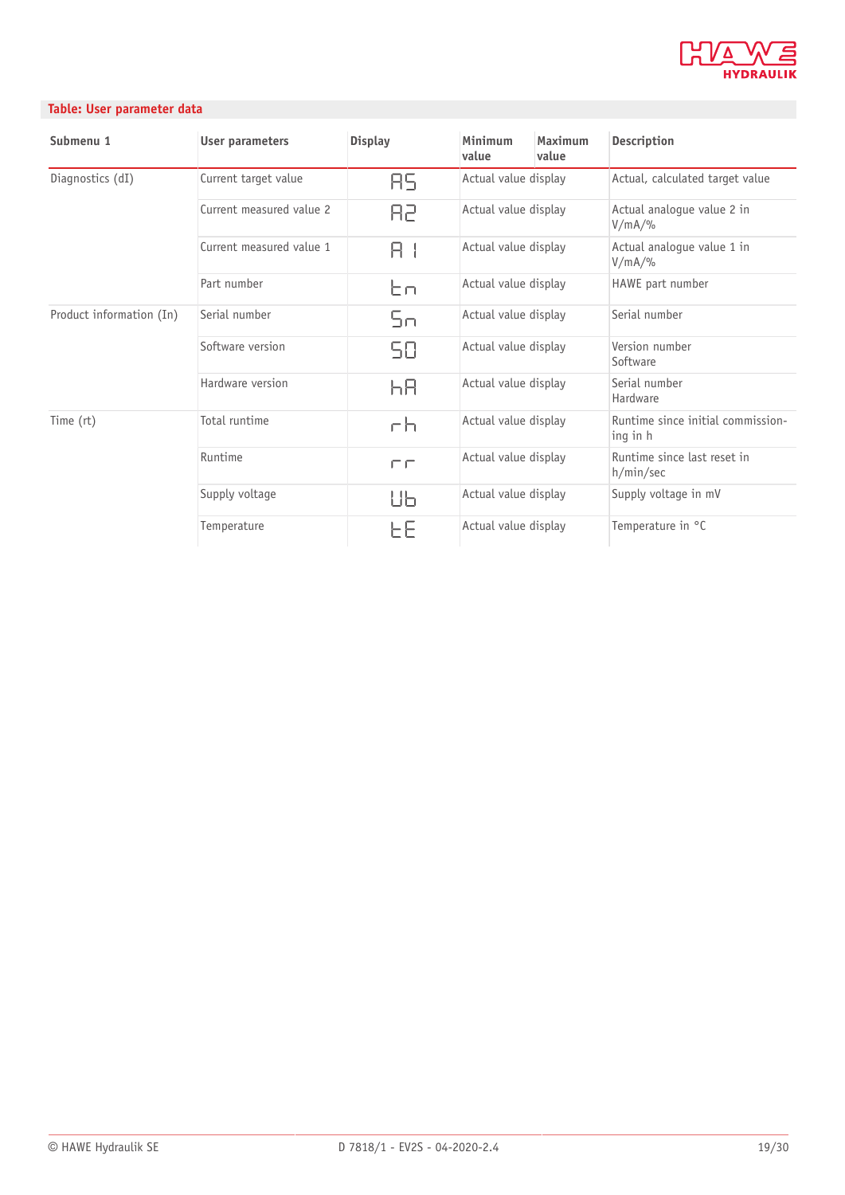**Table: User parameter data**

| Submenu 1 | User parameters | Display | Minimum value | Maximum value | Description |
|---|---|---|---|---|---|
| Diagnostics (dI) | Current target value | AS | Actual value display | | Actual, calculated target value |
| | Current measured value 2 | A2 | Actual value display | | Actual analogue value 2 in V/mA/% |
| | Current measured value 1 | A 1 | Actual value display | | Actual analogue value 1 in V/mA/% |
| | Part number | tn | Actual value display | | HAWE part number |
| Product information (In) | Serial number | Sn | Actual value display | | Serial number |
| | Software version | S0 | Actual value display | | Version number Software |
| | Hardware version | hA | Actual value display | | Serial number Hardware |
| Time (rt) | Total runtime | rh | Actual value display | | Runtime since initial commissioning in h |
| | Runtime | rr | Actual value display | | Runtime since last reset in h/min/sec |
| | Supply voltage | Ub | Actual value display | | Supply voltage in mV |
| | Temperature | tE | Actual value display | | Temperature in °C |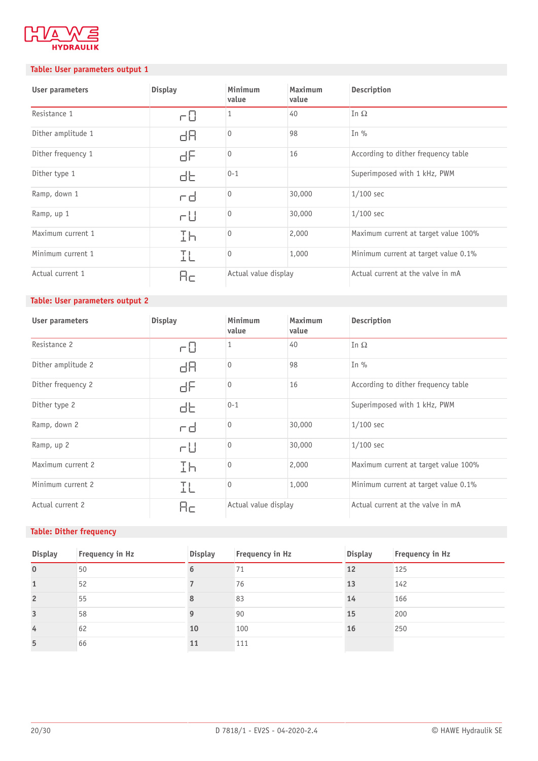**Table: User parameters output 1**

| User parameters | Display | Minimum value | Maximum value | Description |
|---|---|---|---|---|
| Resistance 1 | r0 | 1 | 40 | In Ω |
| Dither amplitude 1 | dA | 0 | 98 | In % |
| Dither frequency 1 | dF | 0 | 16 | According to dither frequency table |
| Dither type 1 | dt | 0-1 | | Superimposed with 1 kHz, PWM |
| Ramp, down 1 | rd | 0 | 30,000 | 1/100 sec |
| Ramp, up 1 | rU | 0 | 30,000 | 1/100 sec |
| Maximum current 1 | Ih | 0 | 2,000 | Maximum current at target value 100% |
| Minimum current 1 | IL | 0 | 1,000 | Minimum current at target value 0.1% |
| Actual current 1 | Ac | Actual value display | | Actual current at the valve in mA |

**Table: User parameters output 2**

| User parameters | Display | Minimum value | Maximum value | Description |
|---|---|---|---|---|
| Resistance 2 | r0 | 1 | 40 | In Ω |
| Dither amplitude 2 | dA | 0 | 98 | In % |
| Dither frequency 2 | dF | 0 | 16 | According to dither frequency table |
| Dither type 2 | dt | 0-1 | | Superimposed with 1 kHz, PWM |
| Ramp, down 2 | rd | 0 | 30,000 | 1/100 sec |
| Ramp, up 2 | rU | 0 | 30,000 | 1/100 sec |
| Maximum current 2 | Ih | 0 | 2,000 | Maximum current at target value 100% |
| Minimum current 2 | IL | 0 | 1,000 | Minimum current at target value 0.1% |
| Actual current 2 | Ac | Actual value display | | Actual current at the valve in mA |

**Table: Dither frequency**

| Display | Frequency in Hz | Display | Frequency in Hz | Display | Frequency in Hz |
|---|---|---|---|---|---|
| **0** | 50 | **6** | 71 | **12** | 125 |
| **1** | 52 | **7** | 76 | **13** | 142 |
| **2** | 55 | **8** | 83 | **14** | 166 |
| **3** | 58 | **9** | 90 | **15** | 200 |
| **4** | 62 | **10** | 100 | **16** | 250 |
| **5** | 66 | **11** | 111 | | |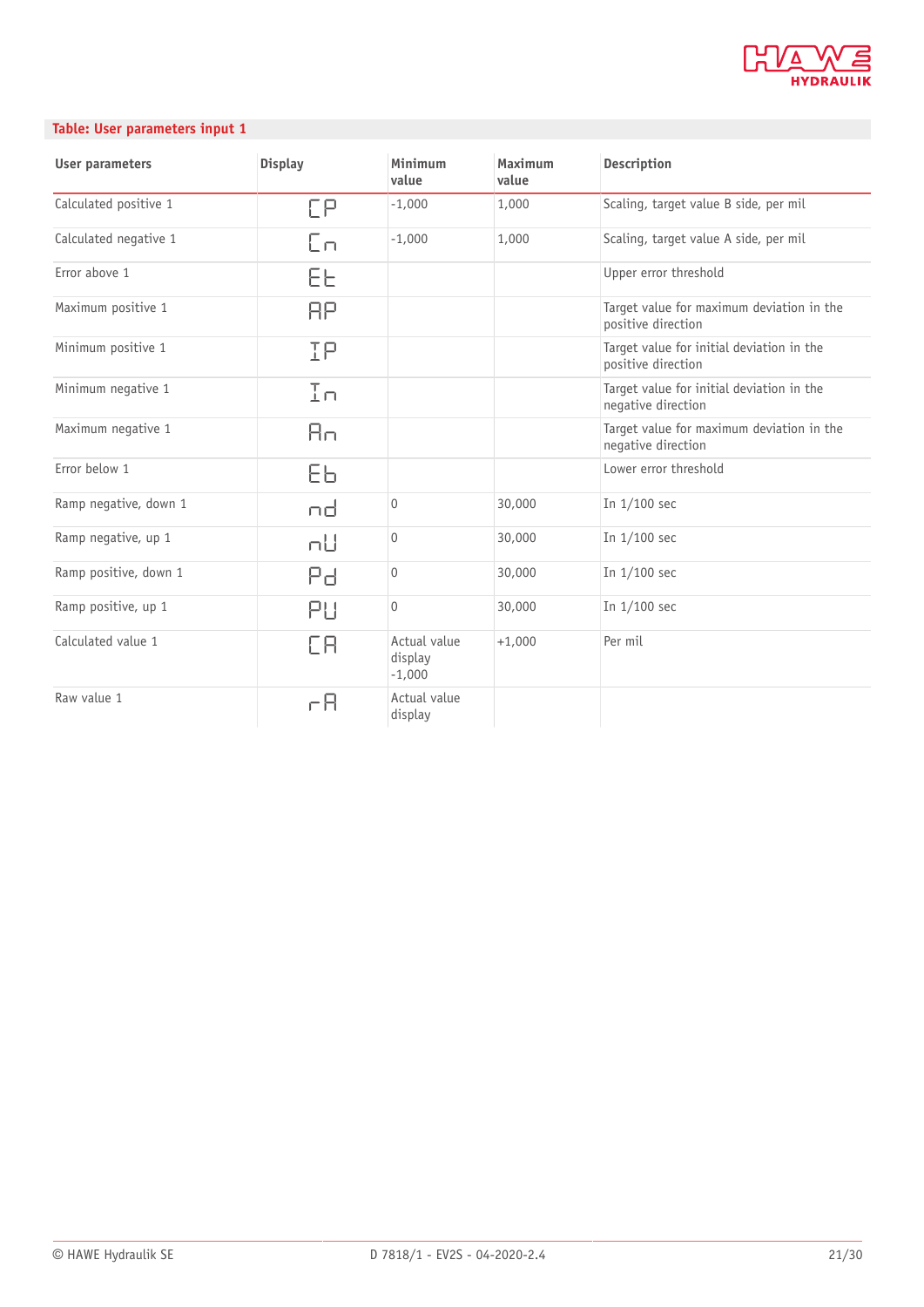**Table: User parameters input 1**

| User parameters | Display | Minimum value | Maximum value | Description |
|---|---|---|---|---|
| Calculated positive 1 | CP | -1,000 | 1,000 | Scaling, target value B side, per mil |
| Calculated negative 1 | Cn | -1,000 | 1,000 | Scaling, target value A side, per mil |
| Error above 1 | Et | | | Upper error threshold |
| Maximum positive 1 | AP | | | Target value for maximum deviation in the positive direction |
| Minimum positive 1 | IP | | | Target value for initial deviation in the positive direction |
| Minimum negative 1 | In | | | Target value for initial deviation in the negative direction |
| Maximum negative 1 | An | | | Target value for maximum deviation in the negative direction |
| Error below 1 | Eb | | | Lower error threshold |
| Ramp negative, down 1 | nd | 0 | 30,000 | In 1/100 sec |
| Ramp negative, up 1 | nU | 0 | 30,000 | In 1/100 sec |
| Ramp positive, down 1 | Pd | 0 | 30,000 | In 1/100 sec |
| Ramp positive, up 1 | PU | 0 | 30,000 | In 1/100 sec |
| Calculated value 1 | CA | Actual value display -1,000 | +1,000 | Per mil |
| Raw value 1 | rA | Actual value display | | |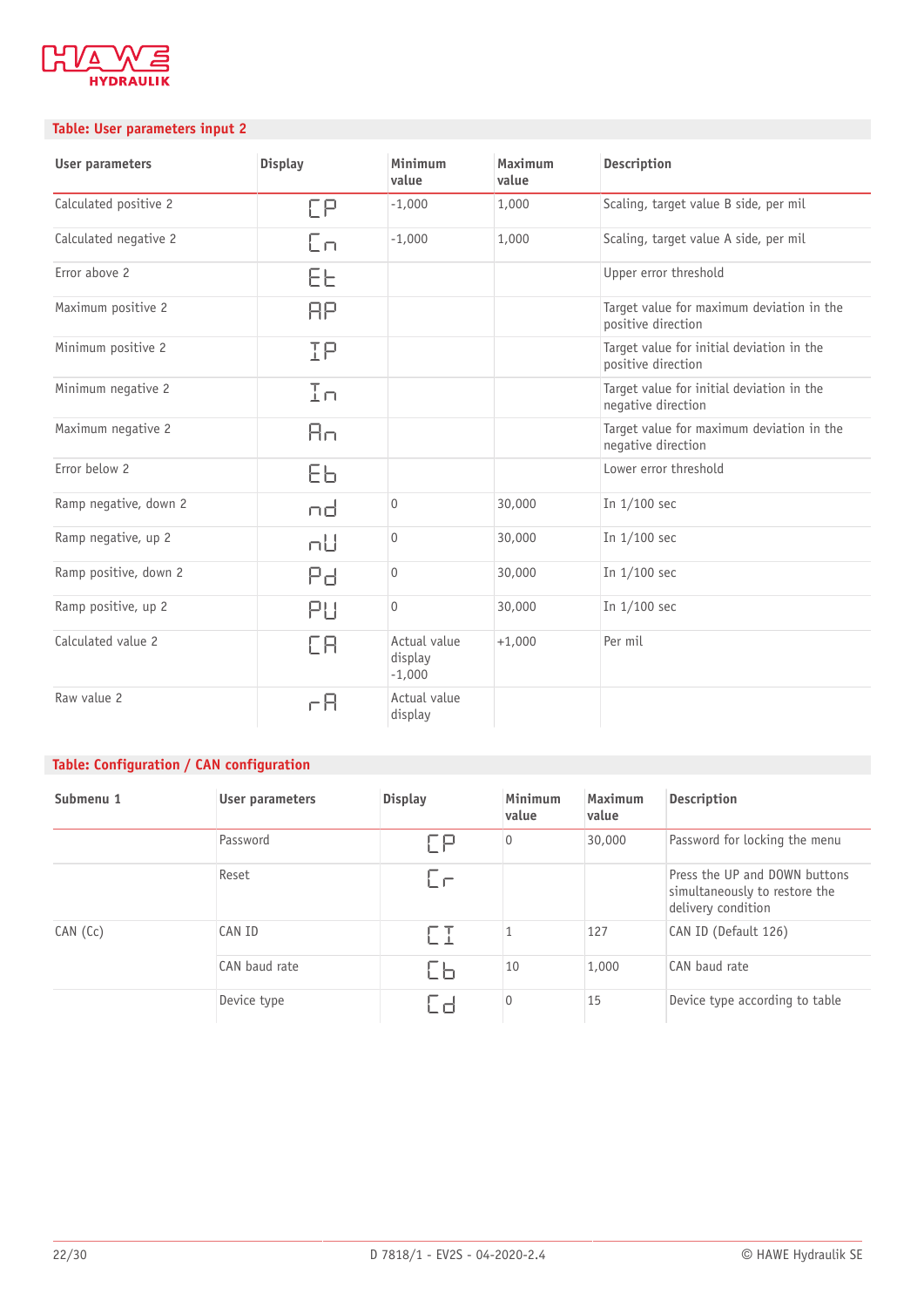### Table: User parameters input 2

| User parameters | Display | Minimum value | Maximum value | Description |
|---|---|---|---|---|
| Calculated positive 2 | CP | -1,000 | 1,000 | Scaling, target value B side, per mil |
| Calculated negative 2 | Cn | -1,000 | 1,000 | Scaling, target value A side, per mil |
| Error above 2 | Et | | | Upper error threshold |
| Maximum positive 2 | AP | | | Target value for maximum deviation in the positive direction |
| Minimum positive 2 | IP | | | Target value for initial deviation in the positive direction |
| Minimum negative 2 | In | | | Target value for initial deviation in the negative direction |
| Maximum negative 2 | An | | | Target value for maximum deviation in the negative direction |
| Error below 2 | Eb | | | Lower error threshold |
| Ramp negative, down 2 | nd | 0 | 30,000 | In 1/100 sec |
| Ramp negative, up 2 | nU | 0 | 30,000 | In 1/100 sec |
| Ramp positive, down 2 | Pd | 0 | 30,000 | In 1/100 sec |
| Ramp positive, up 2 | PU | 0 | 30,000 | In 1/100 sec |
| Calculated value 2 | CA | Actual value display -1,000 | +1,000 | Per mil |
| Raw value 2 | rA | Actual value display | | |

### Table: Configuration / CAN configuration

| Submenu 1 | User parameters | Display | Minimum value | Maximum value | Description |
|---|---|---|---|---|---|
| | Password | CP | 0 | 30,000 | Password for locking the menu |
| | Reset | Cr | | | Press the UP and DOWN buttons simultaneously to restore the delivery condition |
| CAN (Cc) | CAN ID | CI | 1 | 127 | CAN ID (Default 126) |
| | CAN baud rate | Cb | 10 | 1,000 | CAN baud rate |
| | Device type | Cd | 0 | 15 | Device type according to table |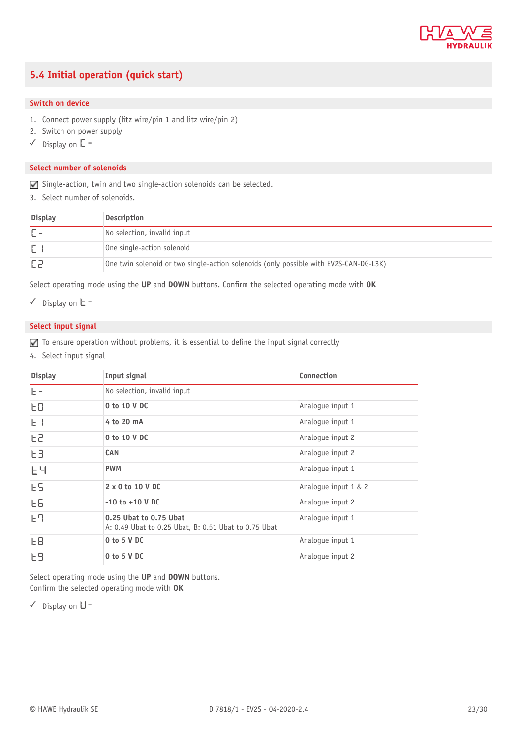## 5.4 Initial operation (quick start)

### Switch on device

1. Connect power supply (litz wire/pin 1 and litz wire/pin 2)
2. Switch on power supply

✓ Display on C -

### Select number of solenoids

☑ Single-action, twin and two single-action solenoids can be selected.

3. Select number of solenoids.

| Display | Description |
|---|---|
| C - | No selection, invalid input |
| C 1 | One single-action solenoid |
| C2 | One twin solenoid or two single-action solenoids (only possible with EV2S-CAN-DG-L3K) |

Select operating mode using the **UP** and **DOWN** buttons. Confirm the selected operating mode with **OK**

✓ Display on t -

### Select input signal

☑ To ensure operation without problems, it is essential to define the input signal correctly

4. Select input signal

| Display | Input signal | Connection |
|---|---|---|
| t - | No selection, invalid input | |
| t0 | **0 to 10 V DC** | Analogue input 1 |
| t 1 | **4 to 20 mA** | Analogue input 1 |
| t2 | **0 to 10 V DC** | Analogue input 2 |
| t3 | **CAN** | Analogue input 2 |
| t4 | **PWM** | Analogue input 1 |
| t5 | **2 x 0 to 10 V DC** | Analogue input 1 & 2 |
| t6 | **-10 to +10 V DC** | Analogue input 2 |
| t7 | **0.25 Ubat to 0.75 Ubat**<br>A: 0.49 Ubat to 0.25 Ubat, B: 0.51 Ubat to 0.75 Ubat | Analogue input 1 |
| t8 | **0 to 5 V DC** | Analogue input 1 |
| t9 | **0 to 5 V DC** | Analogue input 2 |

Select operating mode using the **UP** and **DOWN** buttons.
Confirm the selected operating mode with **OK**

✓ Display on U -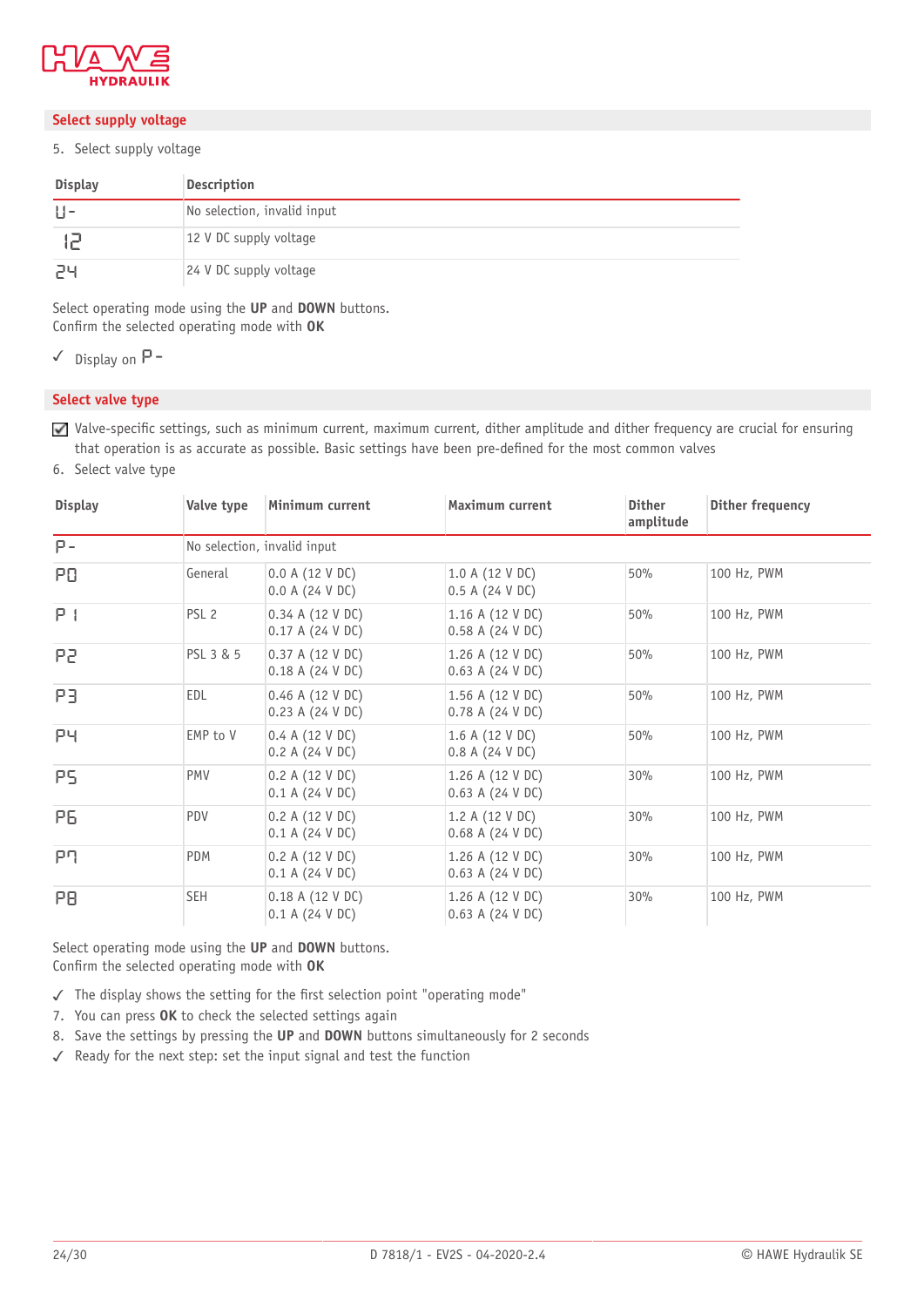## Select supply voltage

5. Select supply voltage

| Display | Description |
|---|---|
| U- | No selection, invalid input |
| 12 | 12 V DC supply voltage |
| 24 | 24 V DC supply voltage |

Select operating mode using the **UP** and **DOWN** buttons.
Confirm the selected operating mode with **OK**

✓ Display on P-

## Select valve type

☑ Valve-specific settings, such as minimum current, maximum current, dither amplitude and dither frequency are crucial for ensuring that operation is as accurate as possible. Basic settings have been pre-defined for the most common valves

6. Select valve type

| Display | Valve type | Minimum current | Maximum current | Dither amplitude | Dither frequency |
|---|---|---|---|---|---|
| P- | No selection, invalid input | | | | |
| P0 | General | 0.0 A (12 V DC)<br>0.0 A (24 V DC) | 1.0 A (12 V DC)<br>0.5 A (24 V DC) | 50% | 100 Hz, PWM |
| P1 | PSL 2 | 0.34 A (12 V DC)<br>0.17 A (24 V DC) | 1.16 A (12 V DC)<br>0.58 A (24 V DC) | 50% | 100 Hz, PWM |
| P2 | PSL 3 & 5 | 0.37 A (12 V DC)<br>0.18 A (24 V DC) | 1.26 A (12 V DC)<br>0.63 A (24 V DC) | 50% | 100 Hz, PWM |
| P3 | EDL | 0.46 A (12 V DC)<br>0.23 A (24 V DC) | 1.56 A (12 V DC)<br>0.78 A (24 V DC) | 50% | 100 Hz, PWM |
| P4 | EMP to V | 0.4 A (12 V DC)<br>0.2 A (24 V DC) | 1.6 A (12 V DC)<br>0.8 A (24 V DC) | 50% | 100 Hz, PWM |
| P5 | PMV | 0.2 A (12 V DC)<br>0.1 A (24 V DC) | 1.26 A (12 V DC)<br>0.63 A (24 V DC) | 30% | 100 Hz, PWM |
| P6 | PDV | 0.2 A (12 V DC)<br>0.1 A (24 V DC) | 1.2 A (12 V DC)<br>0.68 A (24 V DC) | 30% | 100 Hz, PWM |
| P7 | PDM | 0.2 A (12 V DC)<br>0.1 A (24 V DC) | 1.26 A (12 V DC)<br>0.63 A (24 V DC) | 30% | 100 Hz, PWM |
| P8 | SEH | 0.18 A (12 V DC)<br>0.1 A (24 V DC) | 1.26 A (12 V DC)<br>0.63 A (24 V DC) | 30% | 100 Hz, PWM |

Select operating mode using the **UP** and **DOWN** buttons.
Confirm the selected operating mode with **OK**

✓ The display shows the setting for the first selection point "operating mode"

7. You can press **OK** to check the selected settings again
8. Save the settings by pressing the **UP** and **DOWN** buttons simultaneously for 2 seconds

✓ Ready for the next step: set the input signal and test the function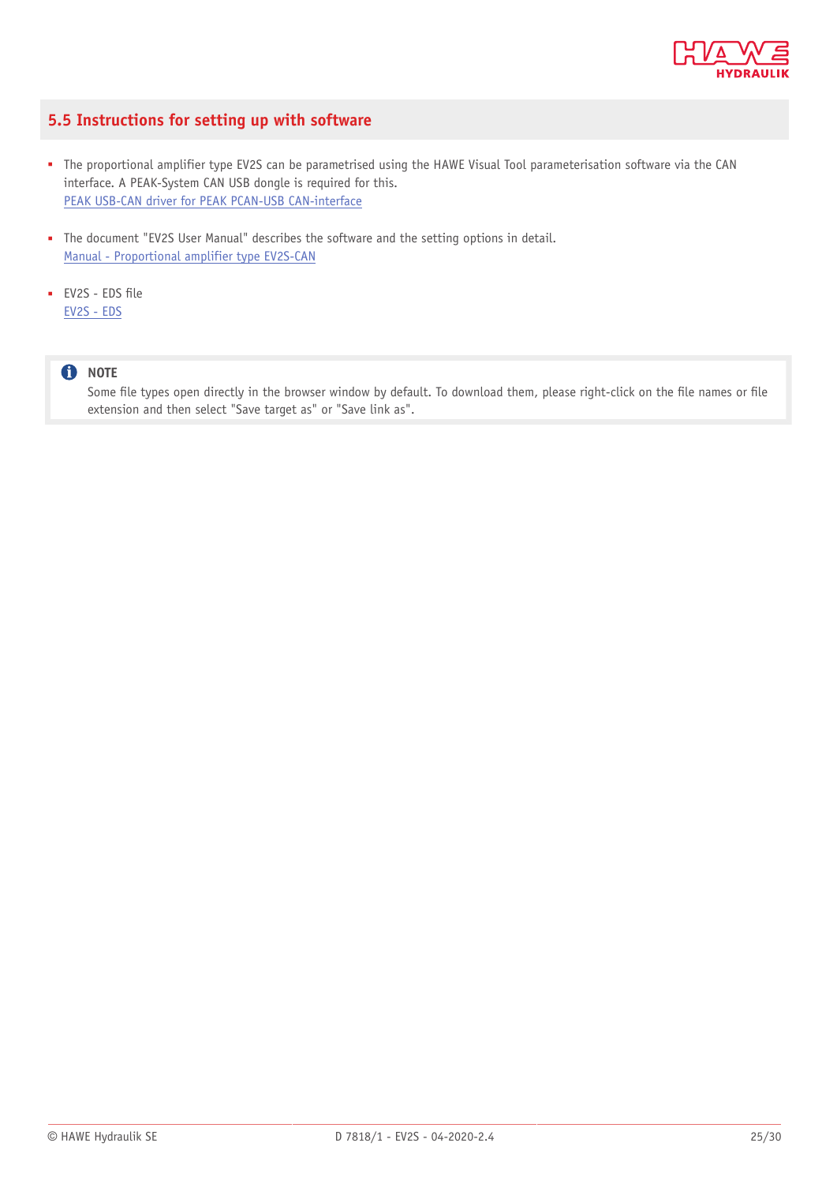## 5.5 Instructions for setting up with software

- The proportional amplifier type EV2S can be parametrised using the HAWE Visual Tool parameterisation software via the CAN interface. A PEAK-System CAN USB dongle is required for this.
  PEAK USB-CAN driver for PEAK PCAN-USB CAN-interface

- The document "EV2S User Manual" describes the software and the setting options in detail.
  Manual - Proportional amplifier type EV2S-CAN

- EV2S - EDS file
  EV2S - EDS

> **NOTE**
> Some file types open directly in the browser window by default. To download them, please right-click on the file names or file extension and then select "Save target as" or "Save link as".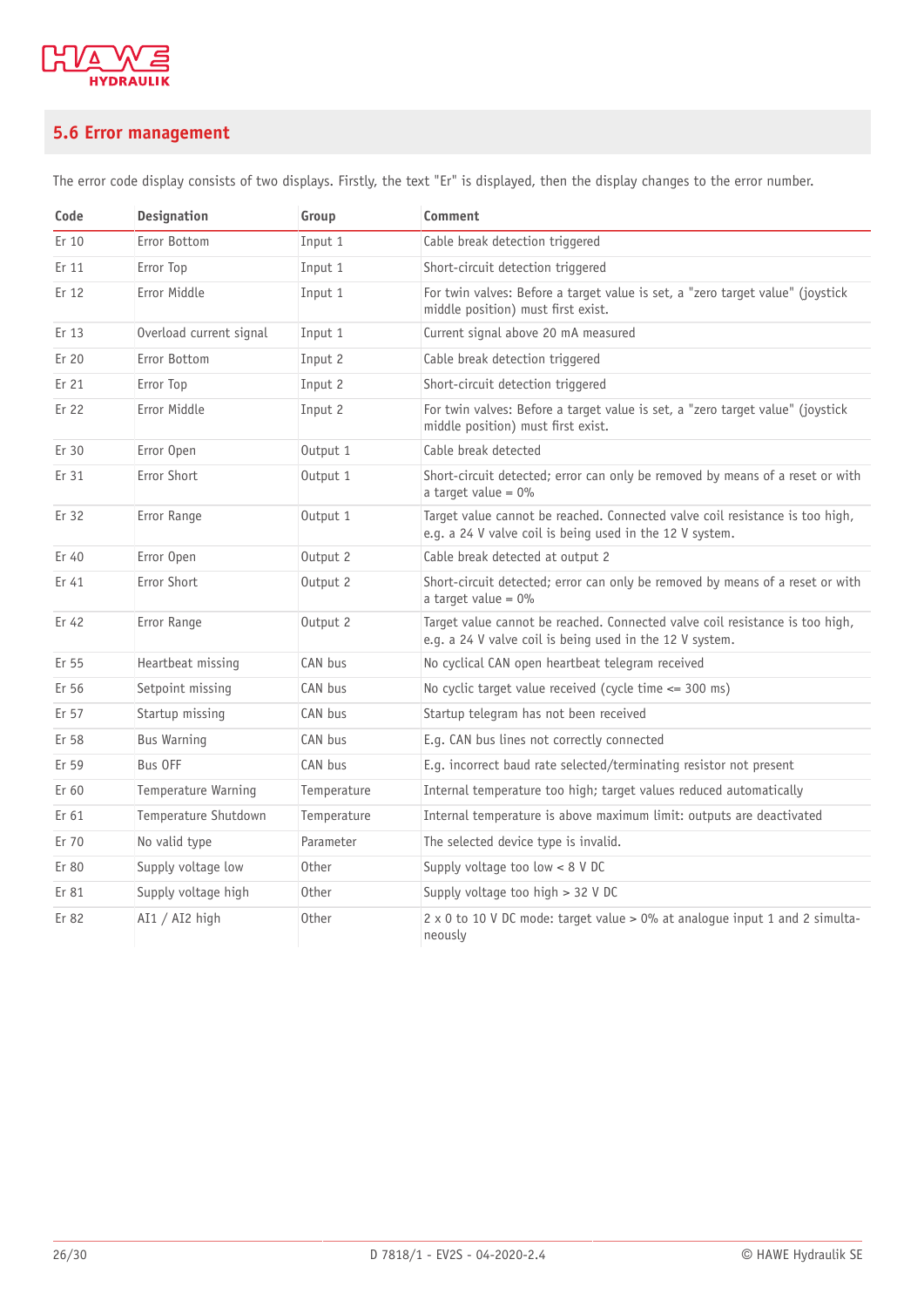## 5.6 Error management

The error code display consists of two displays. Firstly, the text "Er" is displayed, then the display changes to the error number.

| Code | Designation | Group | Comment |
|---|---|---|---|
| Er 10 | Error Bottom | Input 1 | Cable break detection triggered |
| Er 11 | Error Top | Input 1 | Short-circuit detection triggered |
| Er 12 | Error Middle | Input 1 | For twin valves: Before a target value is set, a "zero target value" (joystick middle position) must first exist. |
| Er 13 | Overload current signal | Input 1 | Current signal above 20 mA measured |
| Er 20 | Error Bottom | Input 2 | Cable break detection triggered |
| Er 21 | Error Top | Input 2 | Short-circuit detection triggered |
| Er 22 | Error Middle | Input 2 | For twin valves: Before a target value is set, a "zero target value" (joystick middle position) must first exist. |
| Er 30 | Error Open | Output 1 | Cable break detected |
| Er 31 | Error Short | Output 1 | Short-circuit detected; error can only be removed by means of a reset or with a target value = 0% |
| Er 32 | Error Range | Output 1 | Target value cannot be reached. Connected valve coil resistance is too high, e.g. a 24 V valve coil is being used in the 12 V system. |
| Er 40 | Error Open | Output 2 | Cable break detected at output 2 |
| Er 41 | Error Short | Output 2 | Short-circuit detected; error can only be removed by means of a reset or with a target value = 0% |
| Er 42 | Error Range | Output 2 | Target value cannot be reached. Connected valve coil resistance is too high, e.g. a 24 V valve coil is being used in the 12 V system. |
| Er 55 | Heartbeat missing | CAN bus | No cyclical CAN open heartbeat telegram received |
| Er 56 | Setpoint missing | CAN bus | No cyclic target value received (cycle time <= 300 ms) |
| Er 57 | Startup missing | CAN bus | Startup telegram has not been received |
| Er 58 | Bus Warning | CAN bus | E.g. CAN bus lines not correctly connected |
| Er 59 | Bus OFF | CAN bus | E.g. incorrect baud rate selected/terminating resistor not present |
| Er 60 | Temperature Warning | Temperature | Internal temperature too high; target values reduced automatically |
| Er 61 | Temperature Shutdown | Temperature | Internal temperature is above maximum limit: outputs are deactivated |
| Er 70 | No valid type | Parameter | The selected device type is invalid. |
| Er 80 | Supply voltage low | Other | Supply voltage too low < 8 V DC |
| Er 81 | Supply voltage high | Other | Supply voltage too high > 32 V DC |
| Er 82 | AI1 / AI2 high | Other | 2 x 0 to 10 V DC mode: target value > 0% at analogue input 1 and 2 simultaneously |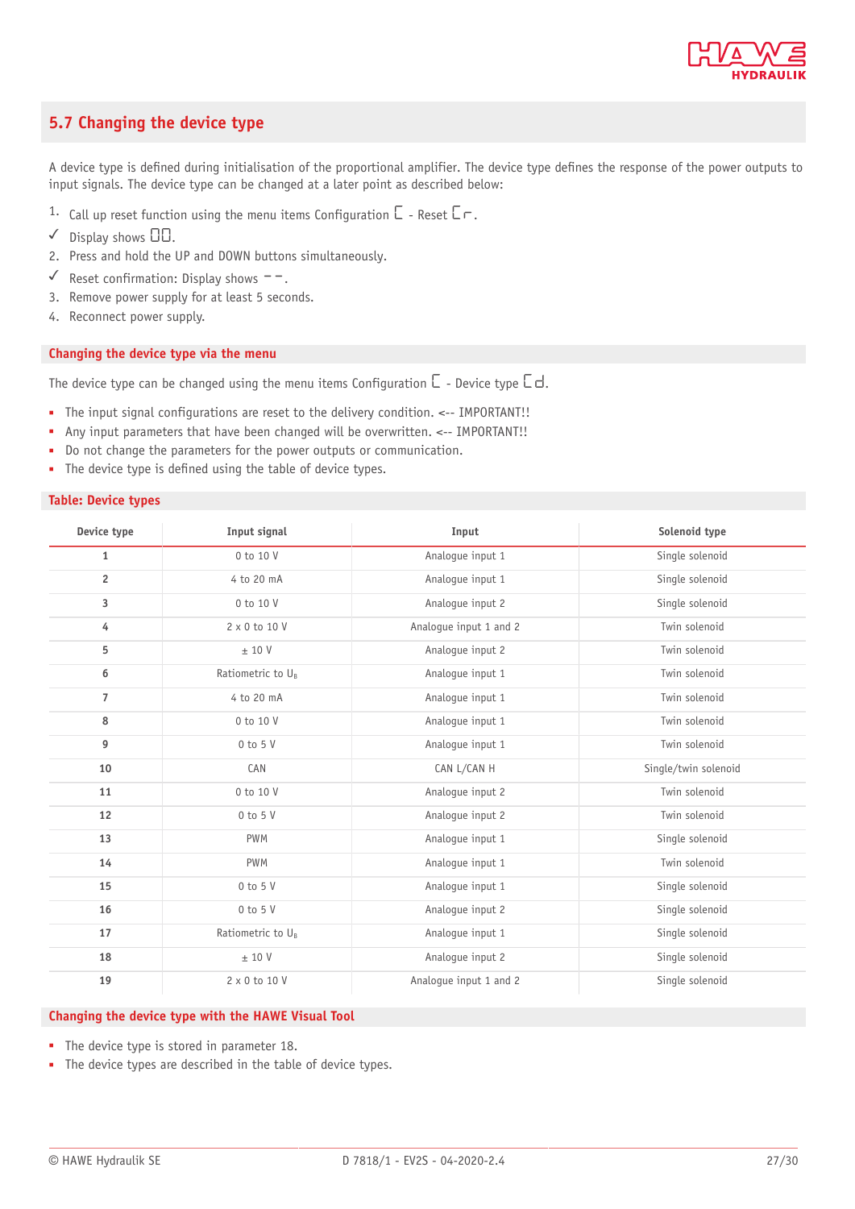## 5.7 Changing the device type

A device type is defined during initialisation of the proportional amplifier. The device type defines the response of the power outputs to input signals. The device type can be changed at a later point as described below:

1. Call up reset function using the menu items Configuration ⊏ - Reset ⊏r.

✓ Display shows 00.

2. Press and hold the UP and DOWN buttons simultaneously.

✓ Reset confirmation: Display shows - -.

3. Remove power supply for at least 5 seconds.
4. Reconnect power supply.

### Changing the device type via the menu

The device type can be changed using the menu items Configuration ⊏ - Device type ⊏d.

- The input signal configurations are reset to the delivery condition. <-- IMPORTANT!!
- Any input parameters that have been changed will be overwritten. <-- IMPORTANT!!
- Do not change the parameters for the power outputs or communication.
- The device type is defined using the table of device types.

### Table: Device types

| Device type | Input signal | Input | Solenoid type |
|---|---|---|---|
| 1 | 0 to 10 V | Analogue input 1 | Single solenoid |
| 2 | 4 to 20 mA | Analogue input 1 | Single solenoid |
| 3 | 0 to 10 V | Analogue input 2 | Single solenoid |
| 4 | 2 x 0 to 10 V | Analogue input 1 and 2 | Twin solenoid |
| 5 | ± 10 V | Analogue input 2 | Twin solenoid |
| 6 | Ratiometric to $U_B$ | Analogue input 1 | Twin solenoid |
| 7 | 4 to 20 mA | Analogue input 1 | Twin solenoid |
| 8 | 0 to 10 V | Analogue input 1 | Twin solenoid |
| 9 | 0 to 5 V | Analogue input 1 | Twin solenoid |
| 10 | CAN | CAN L/CAN H | Single/twin solenoid |
| 11 | 0 to 10 V | Analogue input 2 | Twin solenoid |
| 12 | 0 to 5 V | Analogue input 2 | Twin solenoid |
| 13 | PWM | Analogue input 1 | Single solenoid |
| 14 | PWM | Analogue input 1 | Twin solenoid |
| 15 | 0 to 5 V | Analogue input 1 | Single solenoid |
| 16 | 0 to 5 V | Analogue input 2 | Single solenoid |
| 17 | Ratiometric to $U_B$ | Analogue input 1 | Single solenoid |
| 18 | ± 10 V | Analogue input 2 | Single solenoid |
| 19 | 2 x 0 to 10 V | Analogue input 1 and 2 | Single solenoid |

### Changing the device type with the HAWE Visual Tool

- The device type is stored in parameter 18.
- The device types are described in the table of device types.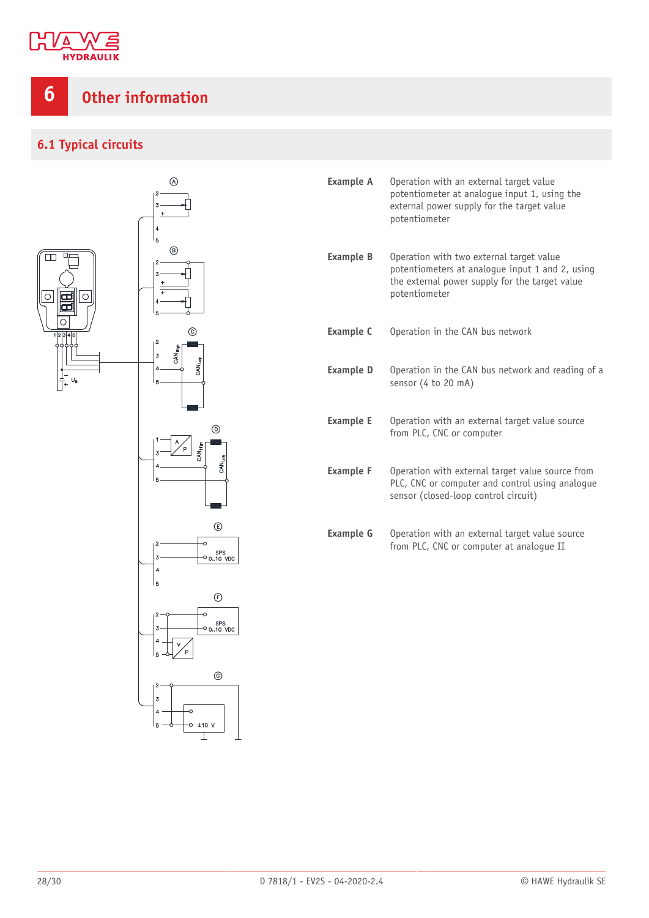# 6 Other information

## 6.1 Typical circuits

**Example A** Operation with an external target value potentiometer at analogue input 1, using the external power supply for the target value potentiometer

**Example B** Operation with two external target value potentiometers at analogue input 1 and 2, using the external power supply for the target value potentiometer

**Example C** Operation in the CAN bus network

**Example D** Operation in the CAN bus network and reading of a sensor (4 to 20 mA)

**Example E** Operation with an external target value source from PLC, CNC or computer

**Example F** Operation with external target value source from PLC, CNC or computer and control using analogue sensor (closed-loop control circuit)

**Example G** Operation with an external target value source from PLC, CNC or computer at analogue II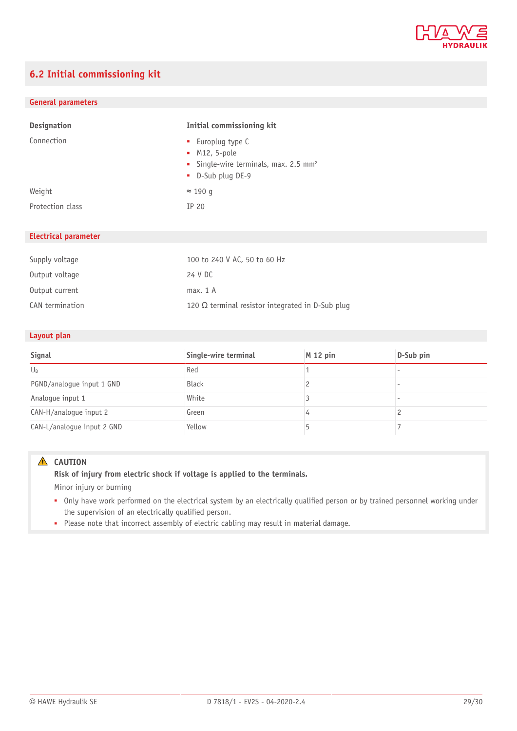## 6.2 Initial commissioning kit

### General parameters

| Designation | Initial commissioning kit |
|---|---|
| Connection | - Europlug type C<br>- M12, 5-pole<br>- Single-wire terminals, max. 2.5 mm²<br>- D-Sub plug DE-9 |
| Weight | ≈ 190 g |
| Protection class | IP 20 |

### Electrical parameter

| | |
|---|---|
| Supply voltage | 100 to 240 V AC, 50 to 60 Hz |
| Output voltage | 24 V DC |
| Output current | max. 1 A |
| CAN termination | 120 Ω terminal resistor integrated in D-Sub plug |

### Layout plan

| Signal | Single-wire terminal | M 12 pin | D-Sub pin |
|---|---|---|---|
| $U_B$ | Red | 1 | - |
| PGND/analogue input 1 GND | Black | 2 | - |
| Analogue input 1 | White | 3 | - |
| CAN-H/analogue input 2 | Green | 4 | 2 |
| CAN-L/analogue input 2 GND | Yellow | 5 | 7 |

> ⚠ **CAUTION**
>
> **Risk of injury from electric shock if voltage is applied to the terminals.**
>
> Minor injury or burning
>
> - Only have work performed on the electrical system by an electrically qualified person or by trained personnel working under the supervision of an electrically qualified person.
> - Please note that incorrect assembly of electric cabling may result in material damage.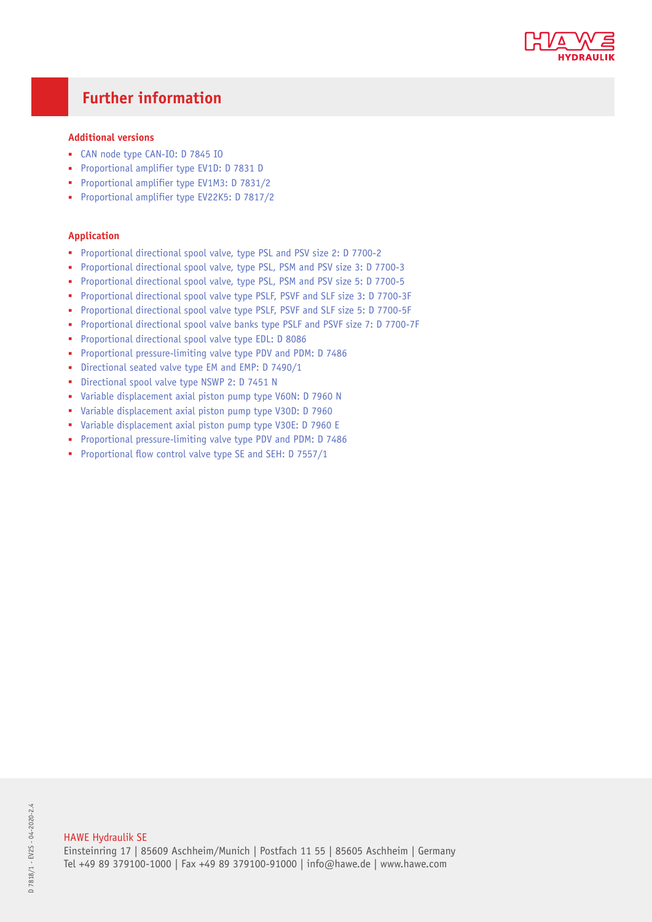## Further information

### Additional versions

- CAN node type CAN-IO: D 7845 IO
- Proportional amplifier type EV1D: D 7831 D
- Proportional amplifier type EV1M3: D 7831/2
- Proportional amplifier type EV22K5: D 7817/2

### Application

- Proportional directional spool valve, type PSL and PSV size 2: D 7700-2
- Proportional directional spool valve, type PSL, PSM and PSV size 3: D 7700-3
- Proportional directional spool valve, type PSL, PSM and PSV size 5: D 7700-5
- Proportional directional spool valve type PSLF, PSVF and SLF size 3: D 7700-3F
- Proportional directional spool valve type PSLF, PSVF and SLF size 5: D 7700-5F
- Proportional directional spool valve banks type PSLF and PSVF size 7: D 7700-7F
- Proportional directional spool valve type EDL: D 8086
- Proportional pressure-limiting valve type PDV and PDM: D 7486
- Directional seated valve type EM and EMP: D 7490/1
- Directional spool valve type NSWP 2: D 7451 N
- Variable displacement axial piston pump type V60N: D 7960 N
- Variable displacement axial piston pump type V30D: D 7960
- Variable displacement axial piston pump type V30E: D 7960 E
- Proportional pressure-limiting valve type PDV and PDM: D 7486
- Proportional flow control valve type SE and SEH: D 7557/1

HAWE Hydraulik SE
Einsteinring 17 | 85609 Aschheim/Munich | Postfach 11 55 | 85605 Aschheim | Germany
Tel +49 89 379100-1000 | Fax +49 89 379100-91000 | info@hawe.de | www.hawe.com

D 7818/1 - EV2S - 04-2020-2.4